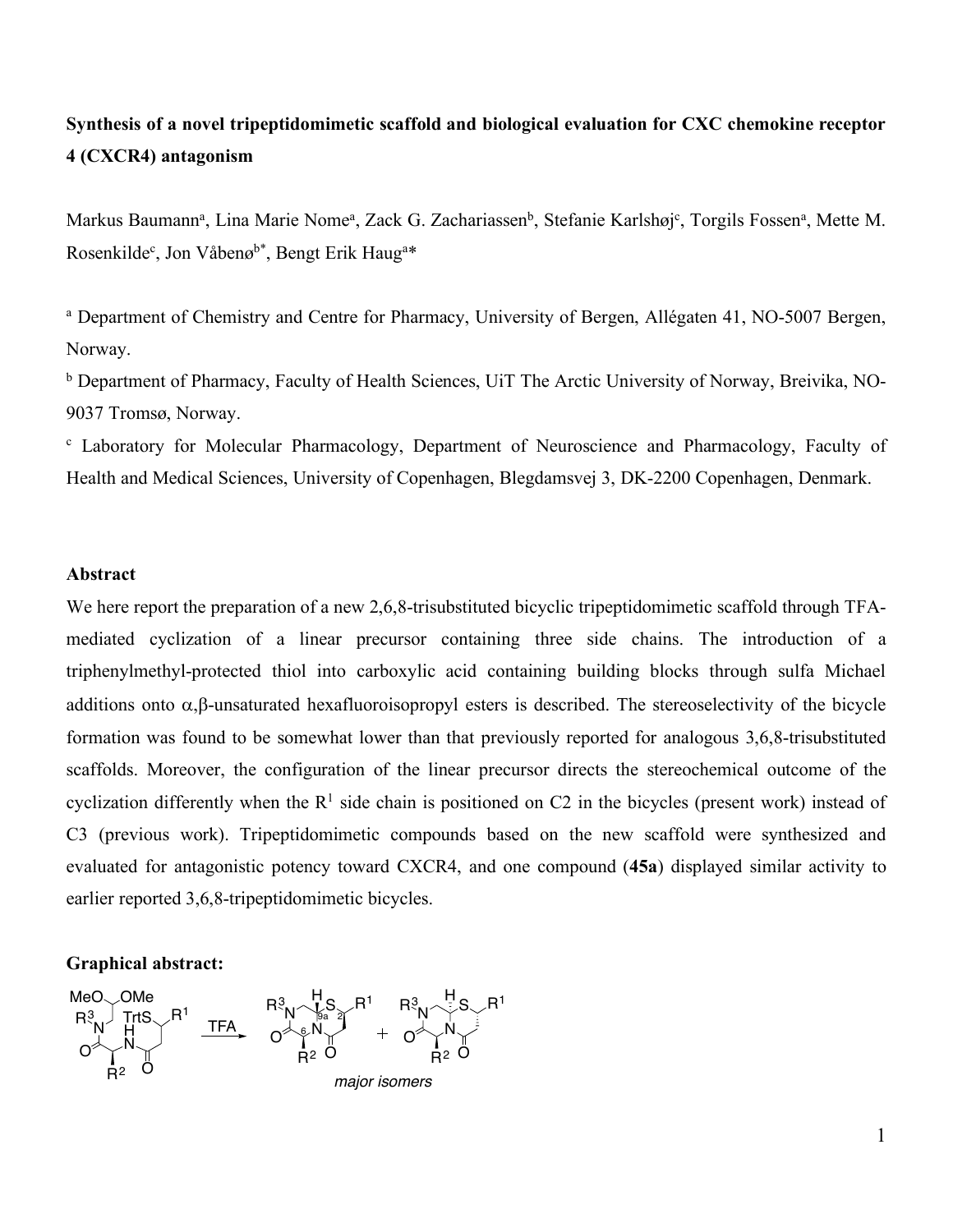**Synthesis of a novel tripeptidomimetic scaffold and biological evaluation for CXC chemokine receptor 4 (CXCR4) antagonism**

Markus Baumann[a], Lina Marie Nome[a], Zack G. Zachariassen[b], Stefanie Karlshøj[c], Torgils Fossen[a], Mette M. Rosenkilde[c], Jon Våbenø[b*], Bengt Erik Haug[a*]

[a] Department of Chemistry and Centre for Pharmacy, University of Bergen, Allégaten 41, NO-5007 Bergen, Norway.

[b] Department of Pharmacy, Faculty of Health Sciences, UiT The Arctic University of Norway, Breivika, NO-9037 Tromsø, Norway.

[c] Laboratory for Molecular Pharmacology, Department of Neuroscience and Pharmacology, Faculty of Health and Medical Sciences, University of Copenhagen, Blegdamsvej 3, DK-2200 Copenhagen, Denmark.

**Abstract**

We here report the preparation of a new 2,6,8-trisubstituted bicyclic tripeptidomimetic scaffold through TFA-mediated cyclization of a linear precursor containing three side chains. The introduction of a triphenylmethyl-protected thiol into carboxylic acid containing building blocks through sulfa Michael additions onto α,β-unsaturated hexafluoroisopropyl esters is described. The stereoselectivity of the bicycle formation was found to be somewhat lower than that previously reported for analogous 3,6,8-trisubstituted scaffolds. Moreover, the configuration of the linear precursor directs the stereochemical outcome of the cyclization differently when the $R^1$ side chain is positioned on C2 in the bicycles (present work) instead of C3 (previous work). Tripeptidomimetic compounds based on the new scaffold were synthesized and evaluated for antagonistic potency toward CXCR4, and one compound (**45a**) displayed similar activity to earlier reported 3,6,8-tripeptidomimetic bicycles.

**Graphical abstract:**

*major isomers*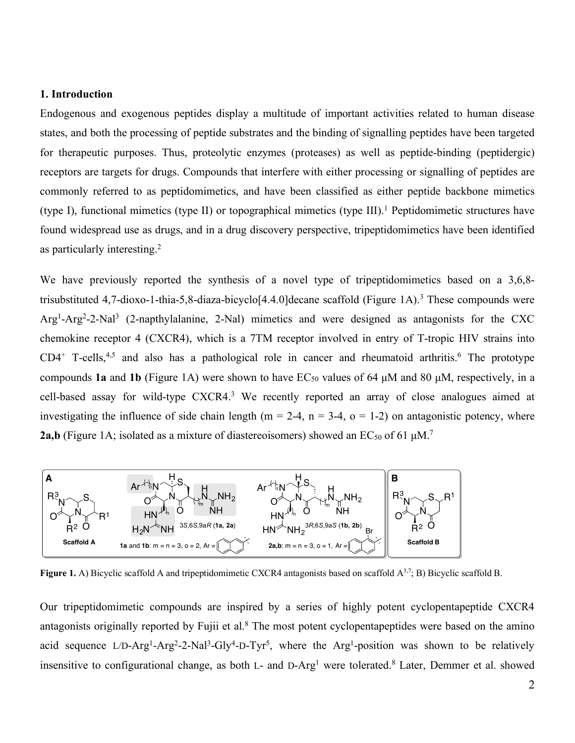## 1. Introduction

Endogenous and exogenous peptides display a multitude of important activities related to human disease states, and both the processing of peptide substrates and the binding of signalling peptides have been targeted for therapeutic purposes. Thus, proteolytic enzymes (proteases) as well as peptide-binding (peptidergic) receptors are targets for drugs. Compounds that interfere with either processing or signalling of peptides are commonly referred to as peptidomimetics, and have been classified as either peptide backbone mimetics (type I), functional mimetics (type II) or topographical mimetics (type III).[1] Peptidomimetic structures have found widespread use as drugs, and in a drug discovery perspective, tripeptidomimetics have been identified as particularly interesting.[2]

We have previously reported the synthesis of a novel type of tripeptidomimetics based on a 3,6,8-trisubstituted 4,7-dioxo-1-thia-5,8-diaza-bicyclo[4.4.0]decane scaffold (Figure 1A).[3] These compounds were Arg[1]-Arg[2]-2-Nal[3] (2-napthylalanine, 2-Nal) mimetics and were designed as antagonists for the CXC chemokine receptor 4 (CXCR4), which is a 7TM receptor involved in entry of T-tropic HIV strains into CD4[+] T-cells,[4,5] and also has a pathological role in cancer and rheumatoid arthritis.[6] The prototype compounds **1a** and **1b** (Figure 1A) were shown to have $EC_{50}$ values of 64 μM and 80 μM, respectively, in a cell-based assay for wild-type CXCR4.[3] We recently reported an array of close analogues aimed at investigating the influence of side chain length (m = 2-4, n = 3-4, o = 1-2) on antagonistic potency, where **2a,b** (Figure 1A; isolated as a mixture of diastereoisomers) showed an $EC_{50}$ of 61 μM.[7]

**Figure 1.** A) Bicyclic scaffold A and tripeptidomimetic CXCR4 antagonists based on scaffold A[3,7]; B) Bicyclic scaffold B.

Our tripeptidomimetic compounds are inspired by a series of highly potent cyclopentapeptide CXCR4 antagonists originally reported by Fujii et al.[8] The most potent cyclopentapeptides were based on the amino acid sequence L/D-Arg[1]-Arg[2]-2-Nal[3]-Gly[4]-D-Tyr[5], where the Arg[1]-position was shown to be relatively insensitive to configurational change, as both L- and D-Arg[1] were tolerated.[8] Later, Demmer et al. showed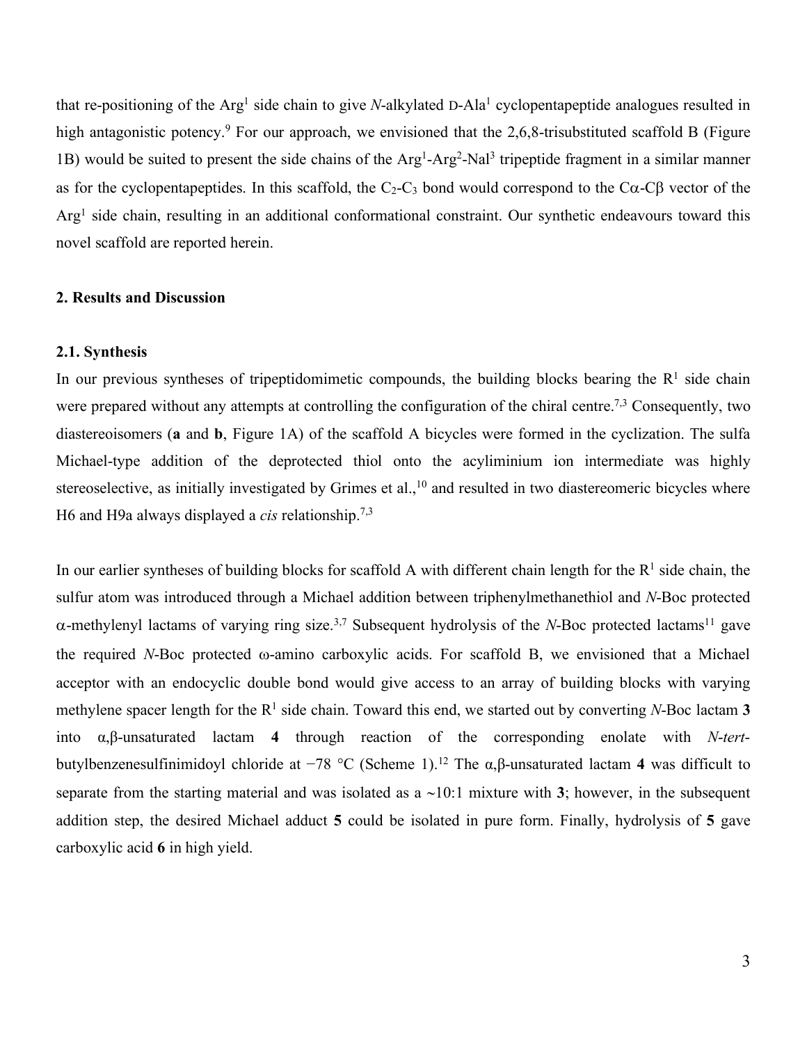that re-positioning of the Arg[1] side chain to give *N*-alkylated D-Ala[1] cyclopentapeptide analogues resulted in high antagonistic potency.[9] For our approach, we envisioned that the 2,6,8-trisubstituted scaffold B (Figure 1B) would be suited to present the side chains of the Arg[1]-Arg[2]-Nal[3] tripeptide fragment in a similar manner as for the cyclopentapeptides. In this scaffold, the $C_2$-$C_3$ bond would correspond to the Cα-Cβ vector of the Arg[1] side chain, resulting in an additional conformational constraint. Our synthetic endeavours toward this novel scaffold are reported herein.

## 2. Results and Discussion

### 2.1. Synthesis

In our previous syntheses of tripeptidomimetic compounds, the building blocks bearing the $R^1$ side chain were prepared without any attempts at controlling the configuration of the chiral centre.[7,3] Consequently, two diastereoisomers (**a** and **b**, Figure 1A) of the scaffold A bicycles were formed in the cyclization. The sulfa Michael-type addition of the deprotected thiol onto the acyliminium ion intermediate was highly stereoselective, as initially investigated by Grimes et al.,[10] and resulted in two diastereomeric bicycles where H6 and H9a always displayed a *cis* relationship.[7,3]

In our earlier syntheses of building blocks for scaffold A with different chain length for the $R^1$ side chain, the sulfur atom was introduced through a Michael addition between triphenylmethanethiol and *N*-Boc protected α-methylenyl lactams of varying ring size.[3,7] Subsequent hydrolysis of the *N*-Boc protected lactams[11] gave the required *N*-Boc protected ω-amino carboxylic acids. For scaffold B, we envisioned that a Michael acceptor with an endocyclic double bond would give access to an array of building blocks with varying methylene spacer length for the $R^1$ side chain. Toward this end, we started out by converting *N*-Boc lactam **3** into α,β-unsaturated lactam **4** through reaction of the corresponding enolate with *N*-*tert*-butylbenzenesulfinimidoyl chloride at −78 °C (Scheme 1).[12] The α,β-unsaturated lactam **4** was difficult to separate from the starting material and was isolated as a ~10:1 mixture with **3**; however, in the subsequent addition step, the desired Michael adduct **5** could be isolated in pure form. Finally, hydrolysis of **5** gave carboxylic acid **6** in high yield.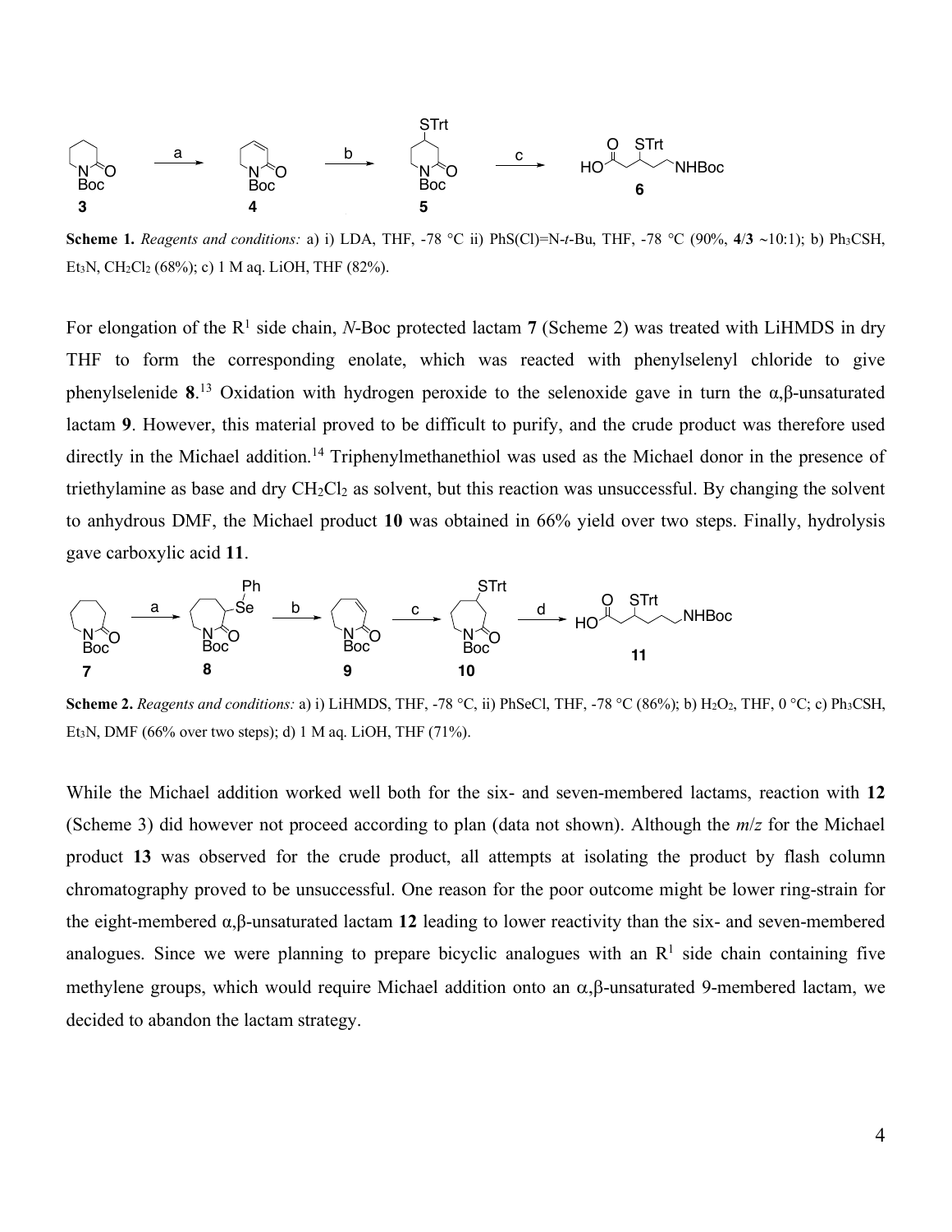**Scheme 1.** *Reagents and conditions:* a) i) LDA, THF, -78 °C ii) PhS(Cl)=N-*t*-Bu, THF, -78 °C (90%, **4**/**3** ~10:1); b) $Ph_3CSH$, $Et_3N$, $CH_2Cl_2$ (68%); c) 1 M aq. LiOH, THF (82%).

For elongation of the $R^1$ side chain, *N*-Boc protected lactam **7** (Scheme 2) was treated with LiHMDS in dry THF to form the corresponding enolate, which was reacted with phenylselenyl chloride to give phenylselenide **8**.[13] Oxidation with hydrogen peroxide to the selenoxide gave in turn the α,β-unsaturated lactam **9**. However, this material proved to be difficult to purify, and the crude product was therefore used directly in the Michael addition.[14] Triphenylmethanethiol was used as the Michael donor in the presence of triethylamine as base and dry $CH_2Cl_2$ as solvent, but this reaction was unsuccessful. By changing the solvent to anhydrous DMF, the Michael product **10** was obtained in 66% yield over two steps. Finally, hydrolysis gave carboxylic acid **11**.

**Scheme 2.** *Reagents and conditions:* a) i) LiHMDS, THF, -78 °C, ii) PhSeCl, THF, -78 °C (86%); b) $H_2O_2$, THF, 0 °C; c) $Ph_3CSH$, $Et_3N$, DMF (66% over two steps); d) 1 M aq. LiOH, THF (71%).

While the Michael addition worked well both for the six- and seven-membered lactams, reaction with **12** (Scheme 3) did however not proceed according to plan (data not shown). Although the *m*/*z* for the Michael product **13** was observed for the crude product, all attempts at isolating the product by flash column chromatography proved to be unsuccessful. One reason for the poor outcome might be lower ring-strain for the eight-membered α,β-unsaturated lactam **12** leading to lower reactivity than the six- and seven-membered analogues. Since we were planning to prepare bicyclic analogues with an $R^1$ side chain containing five methylene groups, which would require Michael addition onto an α,β-unsaturated 9-membered lactam, we decided to abandon the lactam strategy.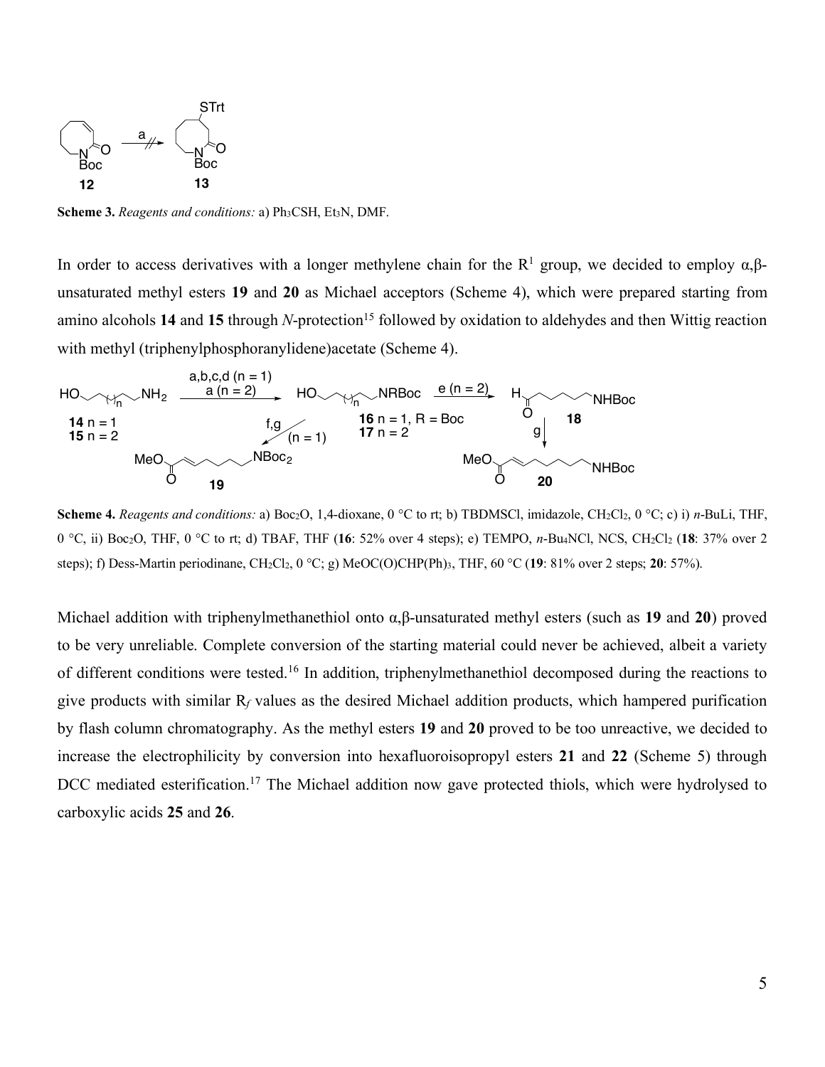**Scheme 3.** *Reagents and conditions:* a) $Ph_3CSH$, $Et_3N$, DMF.

In order to access derivatives with a longer methylene chain for the $R^1$ group, we decided to employ α,β-unsaturated methyl esters **19** and **20** as Michael acceptors (Scheme 4), which were prepared starting from amino alcohols **14** and **15** through *N*-protection[15] followed by oxidation to aldehydes and then Wittig reaction with methyl (triphenylphosphoranylidene)acetate (Scheme 4).

**Scheme 4.** *Reagents and conditions:* a) $Boc_2O$, 1,4-dioxane, 0 °C to rt; b) TBDMSCl, imidazole, $CH_2Cl_2$, 0 °C; c) i) *n*-BuLi, THF, 0 °C, ii) $Boc_2O$, THF, 0 °C to rt; d) TBAF, THF (**16**: 52% over 4 steps); e) TEMPO, *n*-$Bu_4NCl$, NCS, $CH_2Cl_2$ (**18**: 37% over 2 steps); f) Dess-Martin periodinane, $CH_2Cl_2$, 0 °C; g) $MeOC(O)CHP(Ph)_3$, THF, 60 °C (**19**: 81% over 2 steps; **20**: 57%).

Michael addition with triphenylmethanethiol onto α,β-unsaturated methyl esters (such as **19** and **20**) proved to be very unreliable. Complete conversion of the starting material could never be achieved, albeit a variety of different conditions were tested.[16] In addition, triphenylmethanethiol decomposed during the reactions to give products with similar $R_f$ values as the desired Michael addition products, which hampered purification by flash column chromatography. As the methyl esters **19** and **20** proved to be too unreactive, we decided to increase the electrophilicity by conversion into hexafluoroisopropyl esters **21** and **22** (Scheme 5) through DCC mediated esterification.[17] The Michael addition now gave protected thiols, which were hydrolysed to carboxylic acids **25** and **26**.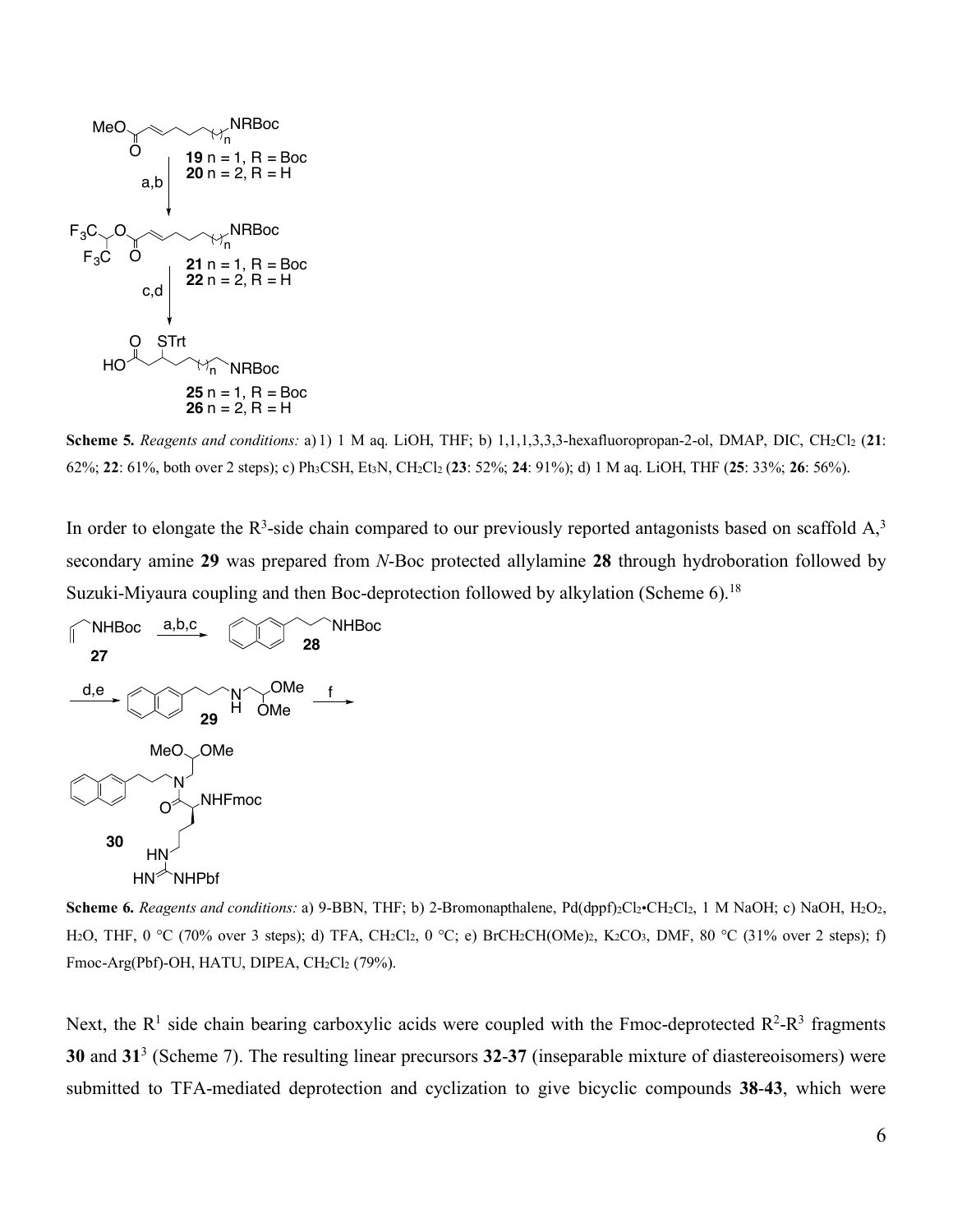**Scheme 5.** *Reagents and conditions:* a) 1) 1 M aq. LiOH, THF; b) 1,1,1,3,3,3-hexafluoropropan-2-ol, DMAP, DIC, $CH_2Cl_2$ (**21**: 62%; **22**: 61%, both over 2 steps); c) $Ph_3CSH$, $Et_3N$, $CH_2Cl_2$ (**23**: 52%; **24**: 91%); d) 1 M aq. LiOH, THF (**25**: 33%; **26**: 56%).

In order to elongate the $R^3$-side chain compared to our previously reported antagonists based on scaffold A,[3] secondary amine **29** was prepared from *N*-Boc protected allylamine **28** through hydroboration followed by Suzuki-Miyaura coupling and then Boc-deprotection followed by alkylation (Scheme 6).[18]

**Scheme 6.** *Reagents and conditions:* a) 9-BBN, THF; b) 2-Bromonapthalene, $Pd(dppf)_2Cl_2 \cdot CH_2Cl_2$, 1 M NaOH; c) NaOH, $H_2O_2$, $H_2O$, THF, 0 °C (70% over 3 steps); d) TFA, $CH_2Cl_2$, 0 °C; e) $BrCH_2CH(OMe)_2$, $K_2CO_3$, DMF, 80 °C (31% over 2 steps); f) Fmoc-Arg(Pbf)-OH, HATU, DIPEA, $CH_2Cl_2$ (79%).

Next, the $R^1$ side chain bearing carboxylic acids were coupled with the Fmoc-deprotected $R^2$-$R^3$ fragments **30** and **31**[3] (Scheme 7). The resulting linear precursors **32**-**37** (inseparable mixture of diastereoisomers) were submitted to TFA-mediated deprotection and cyclization to give bicyclic compounds **38**-**43**, which were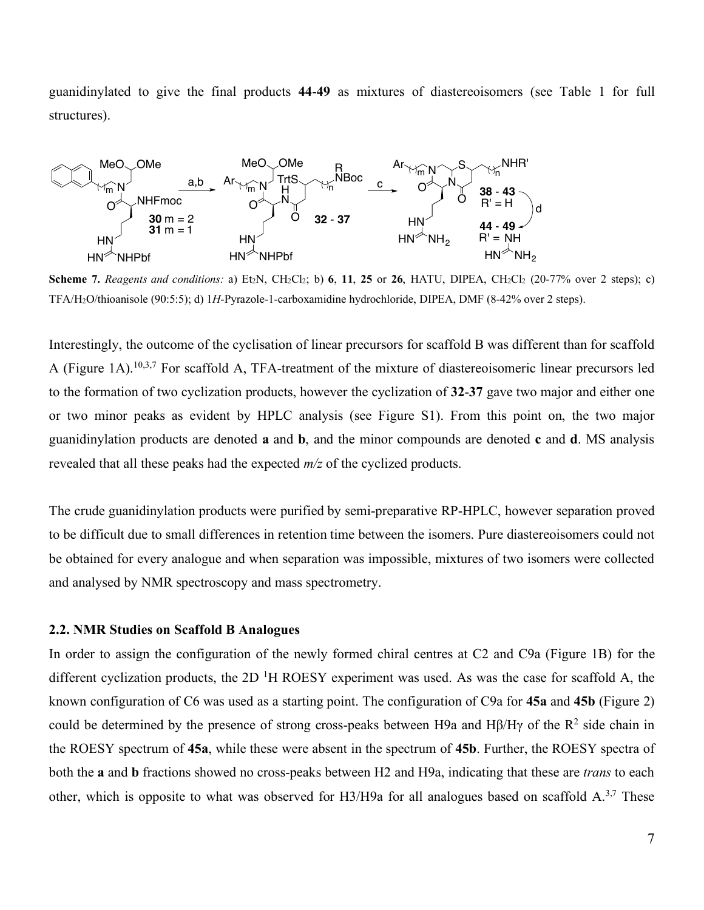guanidinylated to give the final products **44**-**49** as mixtures of diastereoisomers (see Table 1 for full structures).

**Scheme 7.** *Reagents and conditions:* a) $Et_2N$, $CH_2Cl_2$; b) **6**, **11**, **25** or **26**, HATU, DIPEA, $CH_2Cl_2$ (20-77% over 2 steps); c) TFA/$H_2O$/thioanisole (90:5:5); d) 1*H*-Pyrazole-1-carboxamidine hydrochloride, DIPEA, DMF (8-42% over 2 steps).

Interestingly, the outcome of the cyclisation of linear precursors for scaffold B was different than for scaffold A (Figure 1A).[10,3,7] For scaffold A, TFA-treatment of the mixture of diastereoisomeric linear precursors led to the formation of two cyclization products, however the cyclization of **32**-**37** gave two major and either one or two minor peaks as evident by HPLC analysis (see Figure S1). From this point on, the two major guanidinylation products are denoted **a** and **b**, and the minor compounds are denoted **c** and **d**. MS analysis revealed that all these peaks had the expected *m/z* of the cyclized products.

The crude guanidinylation products were purified by semi-preparative RP-HPLC, however separation proved to be difficult due to small differences in retention time between the isomers. Pure diastereoisomers could not be obtained for every analogue and when separation was impossible, mixtures of two isomers were collected and analysed by NMR spectroscopy and mass spectrometry.

## 2.2. NMR Studies on Scaffold B Analogues

In order to assign the configuration of the newly formed chiral centres at C2 and C9a (Figure 1B) for the different cyclization products, the 2D $^1$H ROESY experiment was used. As was the case for scaffold A, the known configuration of C6 was used as a starting point. The configuration of C9a for **45a** and **45b** (Figure 2) could be determined by the presence of strong cross-peaks between H9a and Hβ/Hγ of the $R^2$ side chain in the ROESY spectrum of **45a**, while these were absent in the spectrum of **45b**. Further, the ROESY spectra of both the **a** and **b** fractions showed no cross-peaks between H2 and H9a, indicating that these are *trans* to each other, which is opposite to what was observed for H3/H9a for all analogues based on scaffold A.[3,7] These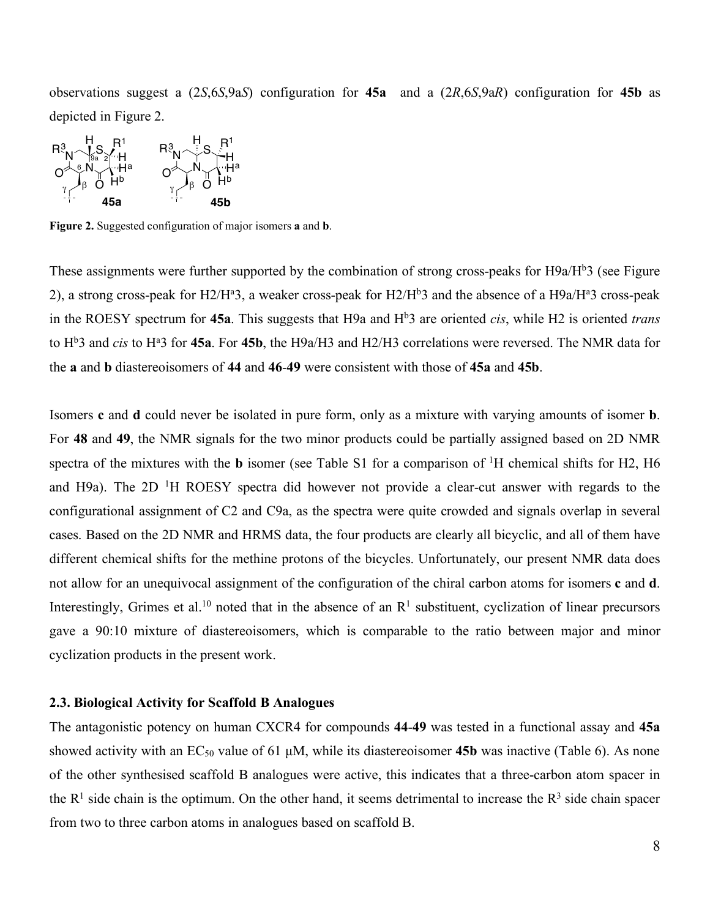observations suggest a (2*S*,6*S*,9a*S*) configuration for **45a** and a (2*R*,6*S*,9a*R*) configuration for **45b** as depicted in Figure 2.

**Figure 2.** Suggested configuration of major isomers **a** and **b**.

These assignments were further supported by the combination of strong cross-peaks for H9a/$H^b$3 (see Figure 2), a strong cross-peak for H2/$H^a$3, a weaker cross-peak for H2/$H^b$3 and the absence of a H9a/$H^a$3 cross-peak in the ROESY spectrum for **45a**. This suggests that H9a and $H^b$3 are oriented *cis*, while H2 is oriented *trans* to $H^b$3 and *cis* to $H^a$3 for **45a**. For **45b**, the H9a/H3 and H2/H3 correlations were reversed. The NMR data for the **a** and **b** diastereoisomers of **44** and **46**-**49** were consistent with those of **45a** and **45b**.

Isomers **c** and **d** could never be isolated in pure form, only as a mixture with varying amounts of isomer **b**. For **48** and **49**, the NMR signals for the two minor products could be partially assigned based on 2D NMR spectra of the mixtures with the **b** isomer (see Table S1 for a comparison of $^1$H chemical shifts for H2, H6 and H9a). The 2D $^1$H ROESY spectra did however not provide a clear-cut answer with regards to the configurational assignment of C2 and C9a, as the spectra were quite crowded and signals overlap in several cases. Based on the 2D NMR and HRMS data, the four products are clearly all bicyclic, and all of them have different chemical shifts for the methine protons of the bicycles. Unfortunately, our present NMR data does not allow for an unequivocal assignment of the configuration of the chiral carbon atoms for isomers **c** and **d**. Interestingly, Grimes et al.[10] noted that in the absence of an $R^1$ substituent, cyclization of linear precursors gave a 90:10 mixture of diastereoisomers, which is comparable to the ratio between major and minor cyclization products in the present work.

### 2.3. Biological Activity for Scaffold B Analogues

The antagonistic potency on human CXCR4 for compounds **44**-**49** was tested in a functional assay and **45a** showed activity with an $EC_{50}$ value of 61 μM, while its diastereoisomer **45b** was inactive (Table 6). As none of the other synthesised scaffold B analogues were active, this indicates that a three-carbon atom spacer in the $R^1$ side chain is the optimum. On the other hand, it seems detrimental to increase the $R^3$ side chain spacer from two to three carbon atoms in analogues based on scaffold B.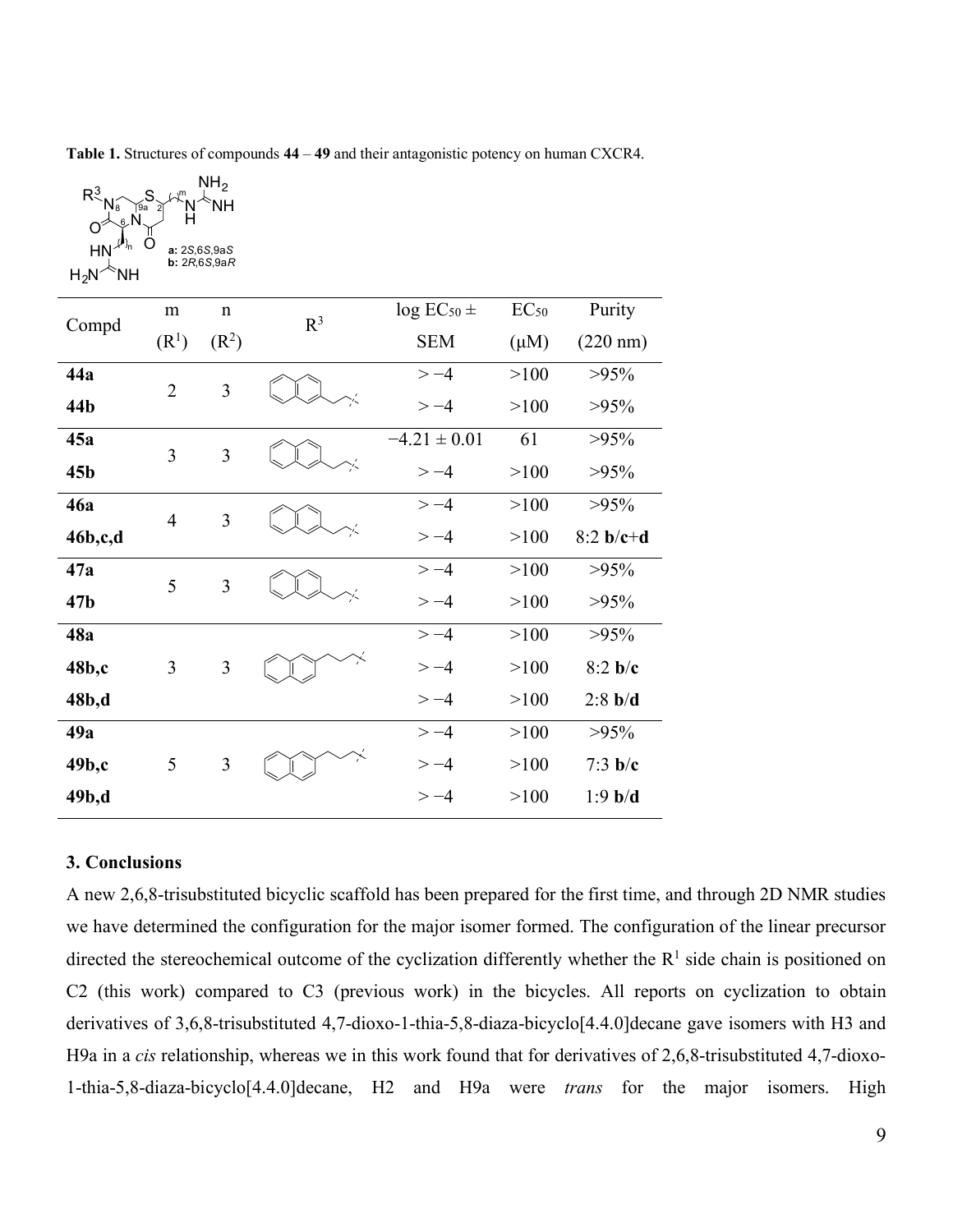**Table 1.** Structures of compounds **44** – **49** and their antagonistic potency on human CXCR4.

**a:** 2*S*,6*S*,9a*S*
**b:** 2*R*,6*S*,9a*R*

| Compd | m ($R^1$) | n ($R^2$) | $R^3$ | log $EC_{50}$ ± SEM | $EC_{50}$ (μM) | Purity (220 nm) |
|---|---|---|---|---|---|---|
| **44a** | 2 | 3 | 2-naphthylethyl | > −4 | >100 | >95% |
| **44b** | | | | > −4 | >100 | >95% |
| **45a** | 3 | 3 | 2-naphthylethyl | −4.21 ± 0.01 | 61 | >95% |
| **45b** | | | | > −4 | >100 | >95% |
| **46a** | 4 | 3 | 2-naphthylethyl | > −4 | >100 | >95% |
| **46b,c,d** | | | | > −4 | >100 | 8:2 **b**/**c**+**d** |
| **47a** | 5 | 3 | 2-naphthylethyl | > −4 | >100 | >95% |
| **47b** | | | | > −4 | >100 | >95% |
| **48a** | 3 | 3 | 3-(2-naphthyl)propyl | > −4 | >100 | >95% |
| **48b,c** | | | | > −4 | >100 | 8:2 **b**/**c** |
| **48b,d** | | | | > −4 | >100 | 2:8 **b**/**d** |
| **49a** | 5 | 3 | 3-(2-naphthyl)propyl | > −4 | >100 | >95% |
| **49b,c** | | | | > −4 | >100 | 7:3 **b**/**c** |
| **49b,d** | | | | > −4 | >100 | 1:9 **b**/**d** |

## 3. Conclusions

A new 2,6,8-trisubstituted bicyclic scaffold has been prepared for the first time, and through 2D NMR studies we have determined the configuration for the major isomer formed. The configuration of the linear precursor directed the stereochemical outcome of the cyclization differently whether the $R^1$ side chain is positioned on C2 (this work) compared to C3 (previous work) in the bicycles. All reports on cyclization to obtain derivatives of 3,6,8-trisubstituted 4,7-dioxo-1-thia-5,8-diaza-bicyclo[4.4.0]decane gave isomers with H3 and H9a in a *cis* relationship, whereas we in this work found that for derivatives of 2,6,8-trisubstituted 4,7-dioxo-1-thia-5,8-diaza-bicyclo[4.4.0]decane, H2 and H9a were *trans* for the major isomers. High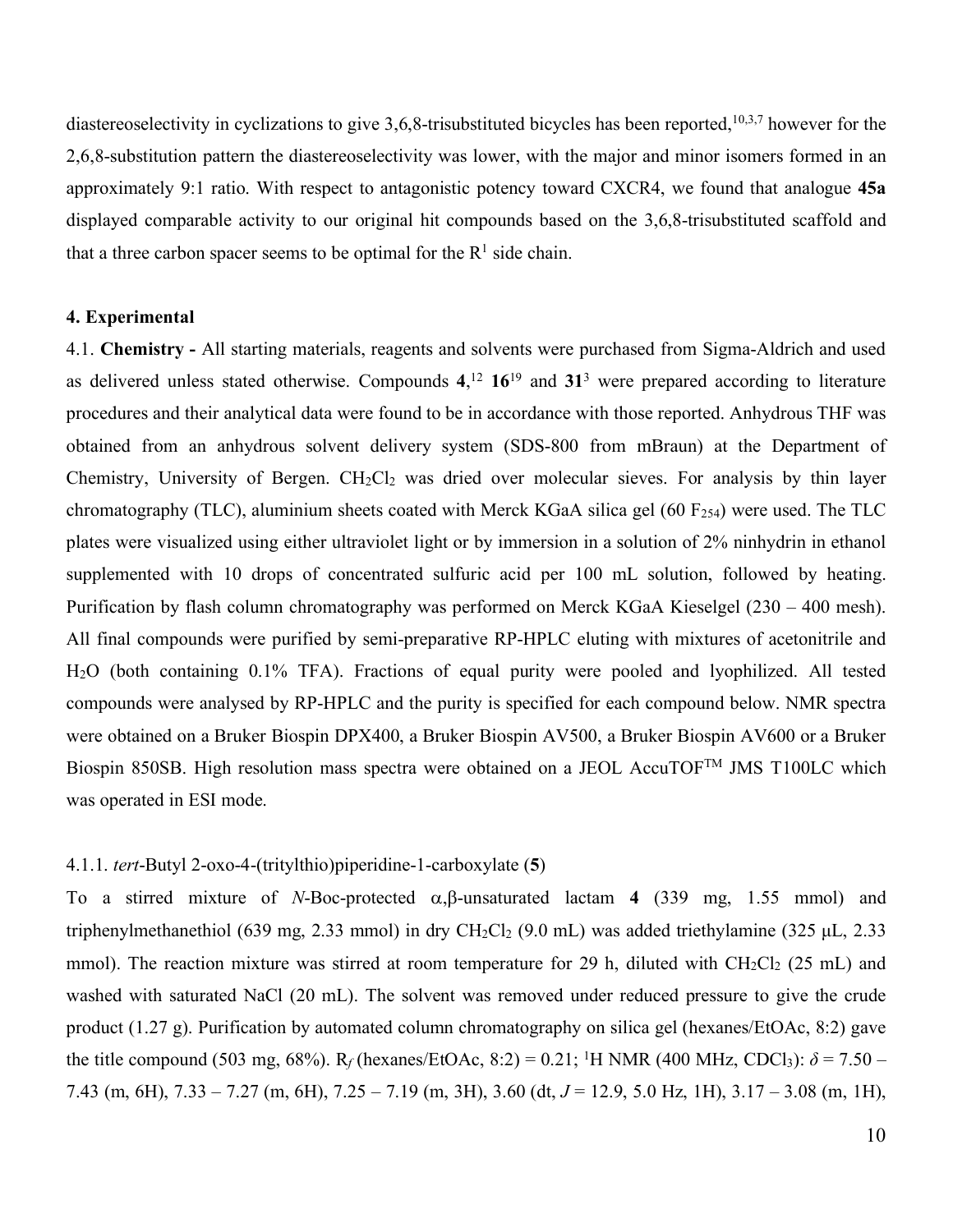diastereoselectivity in cyclizations to give 3,6,8-trisubstituted bicycles has been reported,[10,3,7] however for the 2,6,8-substitution pattern the diastereoselectivity was lower, with the major and minor isomers formed in an approximately 9:1 ratio. With respect to antagonistic potency toward CXCR4, we found that analogue **45a** displayed comparable activity to our original hit compounds based on the 3,6,8-trisubstituted scaffold and that a three carbon spacer seems to be optimal for the $R^1$ side chain.

## 4. Experimental

4.1. **Chemistry -** All starting materials, reagents and solvents were purchased from Sigma-Aldrich and used as delivered unless stated otherwise. Compounds **4**,[12] **16**[19] and **31**[3] were prepared according to literature procedures and their analytical data were found to be in accordance with those reported. Anhydrous THF was obtained from an anhydrous solvent delivery system (SDS-800 from mBraun) at the Department of Chemistry, University of Bergen. $CH_2Cl_2$ was dried over molecular sieves. For analysis by thin layer chromatography (TLC), aluminium sheets coated with Merck KGaA silica gel (60 $F_{254}$) were used. The TLC plates were visualized using either ultraviolet light or by immersion in a solution of 2% ninhydrin in ethanol supplemented with 10 drops of concentrated sulfuric acid per 100 mL solution, followed by heating. Purification by flash column chromatography was performed on Merck KGaA Kieselgel (230 – 400 mesh). All final compounds were purified by semi-preparative RP-HPLC eluting with mixtures of acetonitrile and $H_2O$ (both containing 0.1% TFA). Fractions of equal purity were pooled and lyophilized. All tested compounds were analysed by RP-HPLC and the purity is specified for each compound below. NMR spectra were obtained on a Bruker Biospin DPX400, a Bruker Biospin AV500, a Bruker Biospin AV600 or a Bruker Biospin 850SB. High resolution mass spectra were obtained on a JEOL AccuTOF™ JMS T100LC which was operated in ESI mode.

### 4.1.1. *tert*-Butyl 2-oxo-4-(tritylthio)piperidine-1-carboxylate (**5**)

To a stirred mixture of *N*-Boc-protected α,β-unsaturated lactam **4** (339 mg, 1.55 mmol) and triphenylmethanethiol (639 mg, 2.33 mmol) in dry $CH_2Cl_2$ (9.0 mL) was added triethylamine (325 μL, 2.33 mmol). The reaction mixture was stirred at room temperature for 29 h, diluted with $CH_2Cl_2$ (25 mL) and washed with saturated NaCl (20 mL). The solvent was removed under reduced pressure to give the crude product (1.27 g). Purification by automated column chromatography on silica gel (hexanes/EtOAc, 8:2) gave the title compound (503 mg, 68%). $R_f$ (hexanes/EtOAc, 8:2) = 0.21; $^1$H NMR (400 MHz, $CDCl_3$): $\delta$ = 7.50 – 7.43 (m, 6H), 7.33 – 7.27 (m, 6H), 7.25 – 7.19 (m, 3H), 3.60 (dt, $J$ = 12.9, 5.0 Hz, 1H), 3.17 – 3.08 (m, 1H),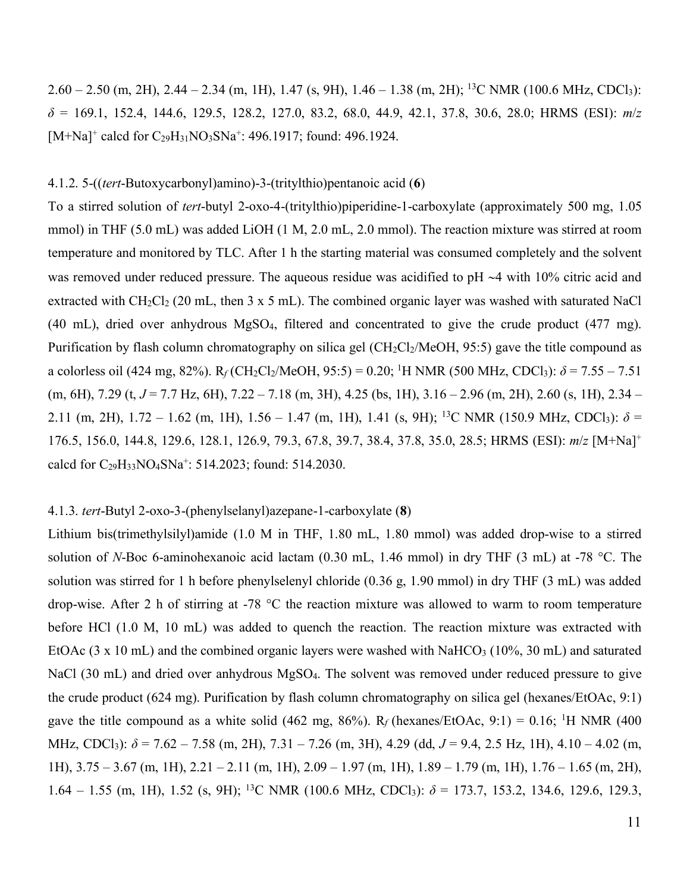2.60 – 2.50 (m, 2H), 2.44 – 2.34 (m, 1H), 1.47 (s, 9H), 1.46 – 1.38 (m, 2H); $^{13}$C NMR (100.6 MHz, $CDCl_3$): $\delta$ = 169.1, 152.4, 144.6, 129.5, 128.2, 127.0, 83.2, 68.0, 44.9, 42.1, 37.8, 30.6, 28.0; HRMS (ESI): *m*/*z* $[M+Na]^+$ calcd for $C_{29}H_{31}NO_3SNa^+$: 496.1917; found: 496.1924.

### 4.1.2. 5-((*tert*-Butoxycarbonyl)amino)-3-(tritylthio)pentanoic acid (**6**)

To a stirred solution of *tert*-butyl 2-oxo-4-(tritylthio)piperidine-1-carboxylate (approximately 500 mg, 1.05 mmol) in THF (5.0 mL) was added LiOH (1 M, 2.0 mL, 2.0 mmol). The reaction mixture was stirred at room temperature and monitored by TLC. After 1 h the starting material was consumed completely and the solvent was removed under reduced pressure. The aqueous residue was acidified to pH ~4 with 10% citric acid and extracted with $CH_2Cl_2$ (20 mL, then 3 x 5 mL). The combined organic layer was washed with saturated NaCl (40 mL), dried over anhydrous $MgSO_4$, filtered and concentrated to give the crude product (477 mg). Purification by flash column chromatography on silica gel ($CH_2Cl_2$/MeOH, 95:5) gave the title compound as a colorless oil (424 mg, 82%). $R_f$ ($CH_2Cl_2$/MeOH, 95:5) = 0.20; $^1$H NMR (500 MHz, $CDCl_3$): $\delta$ = 7.55 – 7.51 (m, 6H), 7.29 (t, *J* = 7.7 Hz, 6H), 7.22 – 7.18 (m, 3H), 4.25 (bs, 1H), 3.16 – 2.96 (m, 2H), 2.60 (s, 1H), 2.34 – 2.11 (m, 2H), 1.72 – 1.62 (m, 1H), 1.56 – 1.47 (m, 1H), 1.41 (s, 9H); $^{13}$C NMR (150.9 MHz, $CDCl_3$): $\delta$ = 176.5, 156.0, 144.8, 129.6, 128.1, 126.9, 79.3, 67.8, 39.7, 38.4, 37.8, 35.0, 28.5; HRMS (ESI): *m*/*z* $[M+Na]^+$ calcd for $C_{29}H_{33}NO_4SNa^+$: 514.2023; found: 514.2030.

### 4.1.3. *tert*-Butyl 2-oxo-3-(phenylselanyl)azepane-1-carboxylate (**8**)

Lithium bis(trimethylsilyl)amide (1.0 M in THF, 1.80 mL, 1.80 mmol) was added drop-wise to a stirred solution of *N*-Boc 6-aminohexanoic acid lactam (0.30 mL, 1.46 mmol) in dry THF (3 mL) at -78 °C. The solution was stirred for 1 h before phenylselenyl chloride (0.36 g, 1.90 mmol) in dry THF (3 mL) was added drop-wise. After 2 h of stirring at -78 °C the reaction mixture was allowed to warm to room temperature before HCl (1.0 M, 10 mL) was added to quench the reaction. The reaction mixture was extracted with EtOAc (3 x 10 mL) and the combined organic layers were washed with $NaHCO_3$ (10%, 30 mL) and saturated NaCl (30 mL) and dried over anhydrous $MgSO_4$. The solvent was removed under reduced pressure to give the crude product (624 mg). Purification by flash column chromatography on silica gel (hexanes/EtOAc, 9:1) gave the title compound as a white solid (462 mg, 86%). $R_f$ (hexanes/EtOAc, 9:1) = 0.16; $^1$H NMR (400 MHz, $CDCl_3$): $\delta$ = 7.62 – 7.58 (m, 2H), 7.31 – 7.26 (m, 3H), 4.29 (dd, *J* = 9.4, 2.5 Hz, 1H), 4.10 – 4.02 (m, 1H), 3.75 – 3.67 (m, 1H), 2.21 – 2.11 (m, 1H), 2.09 – 1.97 (m, 1H), 1.89 – 1.79 (m, 1H), 1.76 – 1.65 (m, 2H), 1.64 – 1.55 (m, 1H), 1.52 (s, 9H); $^{13}$C NMR (100.6 MHz, $CDCl_3$): $\delta$ = 173.7, 153.2, 134.6, 129.6, 129.3,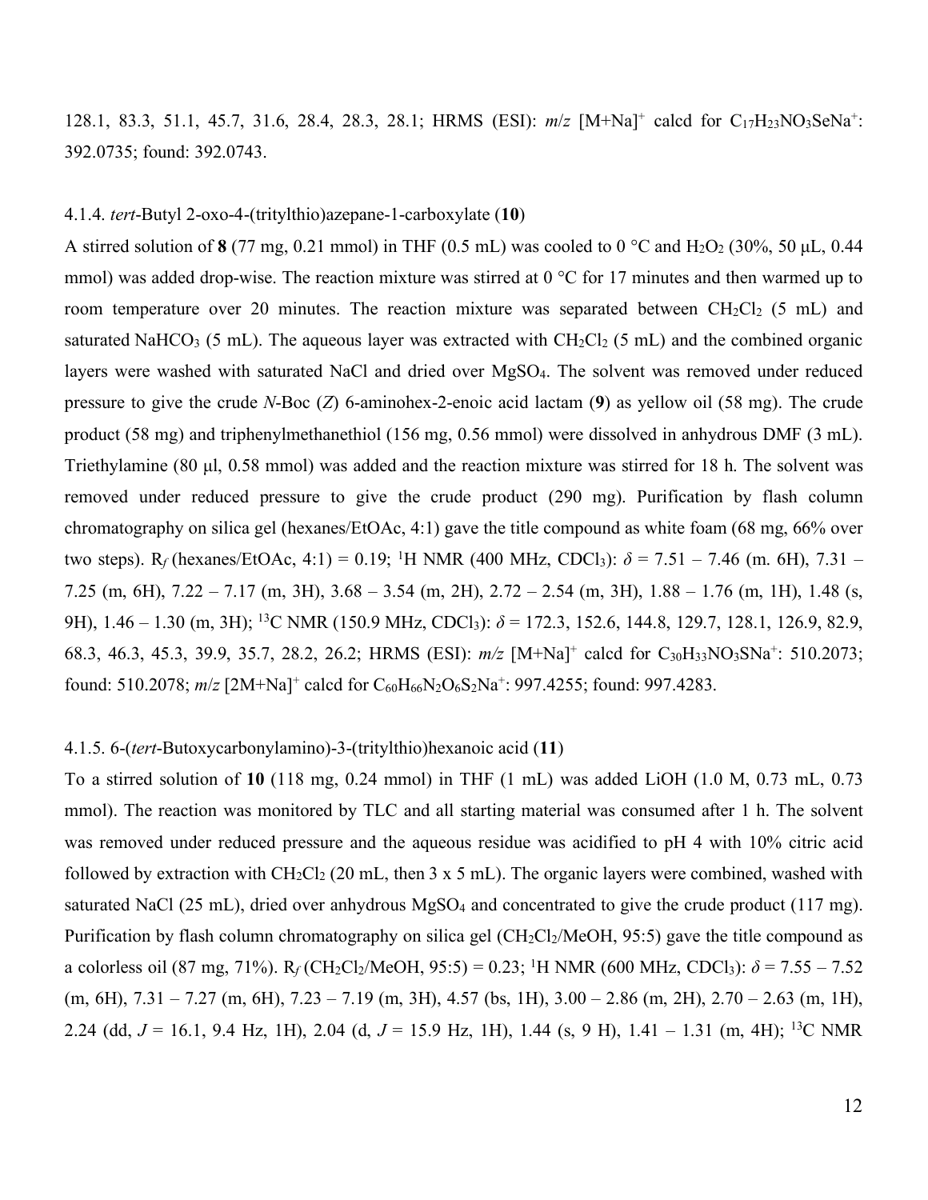128.1, 83.3, 51.1, 45.7, 31.6, 28.4, 28.3, 28.1; HRMS (ESI): *m*/*z* $[M+Na]^+$ calcd for $C_{17}H_{23}NO_3SeNa^+$: 392.0735; found: 392.0743.

### 4.1.4. *tert*-Butyl 2-oxo-4-(tritylthio)azepane-1-carboxylate (**10**)

A stirred solution of **8** (77 mg, 0.21 mmol) in THF (0.5 mL) was cooled to 0 °C and $H_2O_2$ (30%, 50 μL, 0.44 mmol) was added drop-wise. The reaction mixture was stirred at 0 °C for 17 minutes and then warmed up to room temperature over 20 minutes. The reaction mixture was separated between $CH_2Cl_2$ (5 mL) and saturated $NaHCO_3$ (5 mL). The aqueous layer was extracted with $CH_2Cl_2$ (5 mL) and the combined organic layers were washed with saturated NaCl and dried over $MgSO_4$. The solvent was removed under reduced pressure to give the crude *N*-Boc (*Z*) 6-aminohex-2-enoic acid lactam (**9**) as yellow oil (58 mg). The crude product (58 mg) and triphenylmethanethiol (156 mg, 0.56 mmol) were dissolved in anhydrous DMF (3 mL). Triethylamine (80 μl, 0.58 mmol) was added and the reaction mixture was stirred for 18 h. The solvent was removed under reduced pressure to give the crude product (290 mg). Purification by flash column chromatography on silica gel (hexanes/EtOAc, 4:1) gave the title compound as white foam (68 mg, 66% over two steps). $R_f$ (hexanes/EtOAc, 4:1) = 0.19; $^1$H NMR (400 MHz, $CDCl_3$): $\delta$ = 7.51 – 7.46 (m. 6H), 7.31 – 7.25 (m, 6H), 7.22 – 7.17 (m, 3H), 3.68 – 3.54 (m, 2H), 2.72 – 2.54 (m, 3H), 1.88 – 1.76 (m, 1H), 1.48 (s, 9H), 1.46 – 1.30 (m, 3H); $^{13}$C NMR (150.9 MHz, $CDCl_3$): $\delta$ = 172.3, 152.6, 144.8, 129.7, 128.1, 126.9, 82.9, 68.3, 46.3, 45.3, 39.9, 35.7, 28.2, 26.2; HRMS (ESI): *m*/*z* $[M+Na]^+$ calcd for $C_{30}H_{33}NO_3SNa^+$: 510.2073; found: 510.2078; *m*/*z* $[2M+Na]^+$ calcd for $C_{60}H_{66}N_2O_6S_2Na^+$: 997.4255; found: 997.4283.

### 4.1.5. 6-(*tert*-Butoxycarbonylamino)-3-(tritylthio)hexanoic acid (**11**)

To a stirred solution of **10** (118 mg, 0.24 mmol) in THF (1 mL) was added LiOH (1.0 M, 0.73 mL, 0.73 mmol). The reaction was monitored by TLC and all starting material was consumed after 1 h. The solvent was removed under reduced pressure and the aqueous residue was acidified to pH 4 with 10% citric acid followed by extraction with $CH_2Cl_2$ (20 mL, then 3 x 5 mL). The organic layers were combined, washed with saturated NaCl (25 mL), dried over anhydrous $MgSO_4$ and concentrated to give the crude product (117 mg). Purification by flash column chromatography on silica gel ($CH_2Cl_2$/MeOH, 95:5) gave the title compound as a colorless oil (87 mg, 71%). $R_f$ ($CH_2Cl_2$/MeOH, 95:5) = 0.23; $^1$H NMR (600 MHz, $CDCl_3$): $\delta$ = 7.55 – 7.52 (m, 6H), 7.31 – 7.27 (m, 6H), 7.23 – 7.19 (m, 3H), 4.57 (bs, 1H), 3.00 – 2.86 (m, 2H), 2.70 – 2.63 (m, 1H), 2.24 (dd, *J* = 16.1, 9.4 Hz, 1H), 2.04 (d, *J* = 15.9 Hz, 1H), 1.44 (s, 9 H), 1.41 – 1.31 (m, 4H); $^{13}$C NMR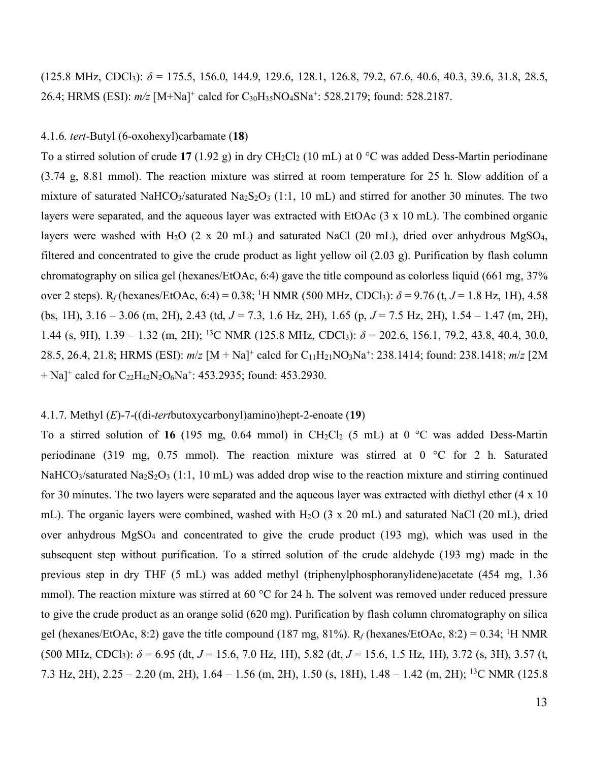(125.8 MHz, $CDCl_3$): $\delta$ = 175.5, 156.0, 144.9, 129.6, 128.1, 126.8, 79.2, 67.6, 40.6, 40.3, 39.6, 31.8, 28.5, 26.4; HRMS (ESI): *m/z* $[M+Na]^+$ calcd for $C_{30}H_{35}NO_4SNa^+$: 528.2179; found: 528.2187.

### 4.1.6. *tert*-Butyl (6-oxohexyl)carbamate (**18**)

To a stirred solution of crude **17** (1.92 g) in dry $CH_2Cl_2$ (10 mL) at 0 °C was added Dess-Martin periodinane (3.74 g, 8.81 mmol). The reaction mixture was stirred at room temperature for 25 h. Slow addition of a mixture of saturated $NaHCO_3$/saturated $Na_2S_2O_3$ (1:1, 10 mL) and stirred for another 30 minutes. The two layers were separated, and the aqueous layer was extracted with EtOAc (3 x 10 mL). The combined organic layers were washed with $H_2O$ (2 x 20 mL) and saturated NaCl (20 mL), dried over anhydrous $MgSO_4$, filtered and concentrated to give the crude product as light yellow oil (2.03 g). Purification by flash column chromatography on silica gel (hexanes/EtOAc, 6:4) gave the title compound as colorless liquid (661 mg, 37% over 2 steps). $R_f$ (hexanes/EtOAc, 6:4) = 0.38; $^1H$ NMR (500 MHz, $CDCl_3$): $\delta$ = 9.76 (t, *J* = 1.8 Hz, 1H), 4.58 (bs, 1H), 3.16 – 3.06 (m, 2H), 2.43 (td, *J* = 7.3, 1.6 Hz, 2H), 1.65 (p, *J* = 7.5 Hz, 2H), 1.54 – 1.47 (m, 2H), 1.44 (s, 9H), 1.39 – 1.32 (m, 2H); $^{13}C$ NMR (125.8 MHz, $CDCl_3$): $\delta$ = 202.6, 156.1, 79.2, 43.8, 40.4, 30.0, 28.5, 26.4, 21.8; HRMS (ESI): *m/z* $[M + Na]^+$ calcd for $C_{11}H_{21}NO_3Na^+$: 238.1414; found: 238.1418; *m/z* $[2M + Na]^+$ calcd for $C_{22}H_{42}N_2O_6Na^+$: 453.2935; found: 453.2930.

### 4.1.7. Methyl (*E*)-7-((di-*tert*butoxycarbonyl)amino)hept-2-enoate (**19**)

To a stirred solution of **16** (195 mg, 0.64 mmol) in $CH_2Cl_2$ (5 mL) at 0 °C was added Dess-Martin periodinane (319 mg, 0.75 mmol). The reaction mixture was stirred at 0 °C for 2 h. Saturated $NaHCO_3$/saturated $Na_2S_2O_3$ (1:1, 10 mL) was added drop wise to the reaction mixture and stirring continued for 30 minutes. The two layers were separated and the aqueous layer was extracted with diethyl ether (4 x 10 mL). The organic layers were combined, washed with $H_2O$ (3 x 20 mL) and saturated NaCl (20 mL), dried over anhydrous $MgSO_4$ and concentrated to give the crude product (193 mg), which was used in the subsequent step without purification. To a stirred solution of the crude aldehyde (193 mg) made in the previous step in dry THF (5 mL) was added methyl (triphenylphosphoranylidene)acetate (454 mg, 1.36 mmol). The reaction mixture was stirred at 60 °C for 24 h. The solvent was removed under reduced pressure to give the crude product as an orange solid (620 mg). Purification by flash column chromatography on silica gel (hexanes/EtOAc, 8:2) gave the title compound (187 mg, 81%). $R_f$ (hexanes/EtOAc, 8:2) = 0.34; $^1H$ NMR (500 MHz, $CDCl_3$): $\delta$ = 6.95 (dt, *J* = 15.6, 7.0 Hz, 1H), 5.82 (dt, *J* = 15.6, 1.5 Hz, 1H), 3.72 (s, 3H), 3.57 (t, 7.3 Hz, 2H), 2.25 – 2.20 (m, 2H), 1.64 – 1.56 (m, 2H), 1.50 (s, 18H), 1.48 – 1.42 (m, 2H); $^{13}C$ NMR (125.8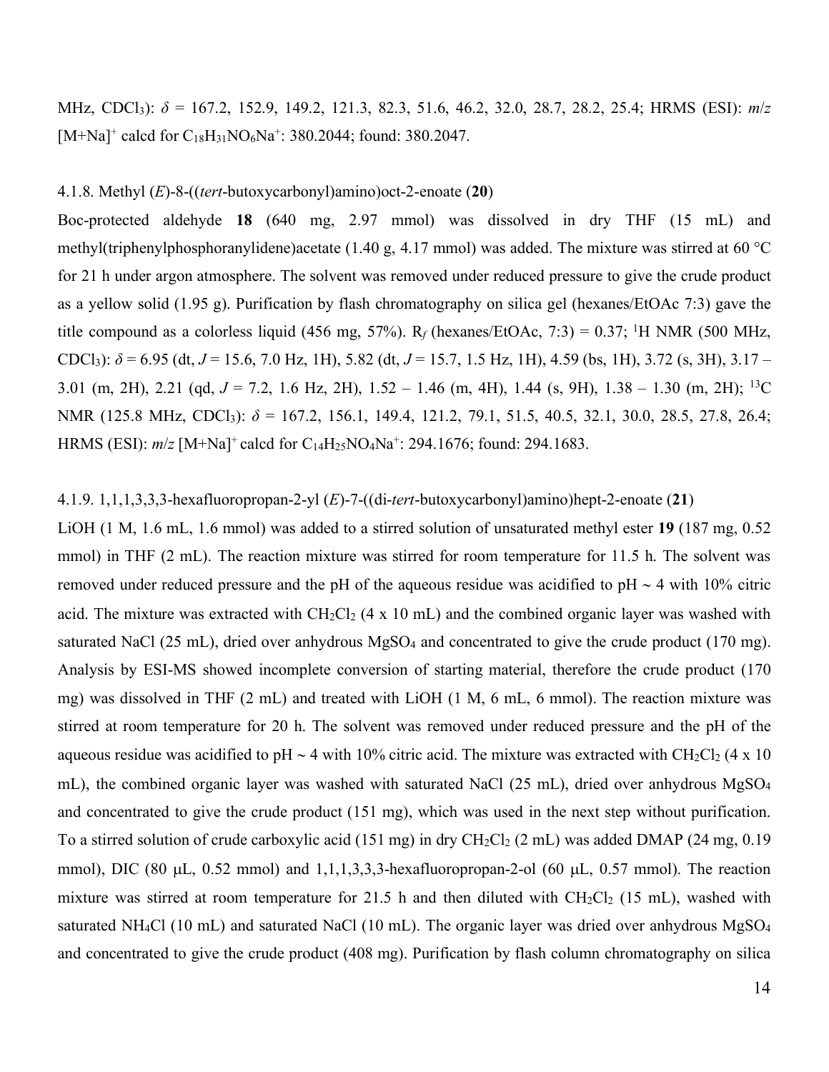MHz, $CDCl_3$): $\delta$ = 167.2, 152.9, 149.2, 121.3, 82.3, 51.6, 46.2, 32.0, 28.7, 28.2, 25.4; HRMS (ESI): *m*/*z* $[M+Na]^+$ calcd for $C_{18}H_{31}NO_6Na^+$: 380.2044; found: 380.2047.

4.1.8. Methyl (*E*)-8-((*tert*-butoxycarbonyl)amino)oct-2-enoate (**20**)

Boc-protected aldehyde **18** (640 mg, 2.97 mmol) was dissolved in dry THF (15 mL) and methyl(triphenylphosphoranylidene)acetate (1.40 g, 4.17 mmol) was added. The mixture was stirred at 60 °C for 21 h under argon atmosphere. The solvent was removed under reduced pressure to give the crude product as a yellow solid (1.95 g). Purification by flash chromatography on silica gel (hexanes/EtOAc 7:3) gave the title compound as a colorless liquid (456 mg, 57%). $R_f$ (hexanes/EtOAc, 7:3) = 0.37; $^1H$ NMR (500 MHz, $CDCl_3$): $\delta$ = 6.95 (dt, *J* = 15.6, 7.0 Hz, 1H), 5.82 (dt, *J* = 15.7, 1.5 Hz, 1H), 4.59 (bs, 1H), 3.72 (s, 3H), 3.17 – 3.01 (m, 2H), 2.21 (qd, *J* = 7.2, 1.6 Hz, 2H), 1.52 – 1.46 (m, 4H), 1.44 (s, 9H), 1.38 – 1.30 (m, 2H); $^{13}C$ NMR (125.8 MHz, $CDCl_3$): $\delta$ = 167.2, 156.1, 149.4, 121.2, 79.1, 51.5, 40.5, 32.1, 30.0, 28.5, 27.8, 26.4; HRMS (ESI): *m*/*z* $[M+Na]^+$ calcd for $C_{14}H_{25}NO_4Na^+$: 294.1676; found: 294.1683.

4.1.9. 1,1,1,3,3,3-hexafluoropropan-2-yl (*E*)-7-((di-*tert*-butoxycarbonyl)amino)hept-2-enoate (**21**)

LiOH (1 M, 1.6 mL, 1.6 mmol) was added to a stirred solution of unsaturated methyl ester **19** (187 mg, 0.52 mmol) in THF (2 mL). The reaction mixture was stirred for room temperature for 11.5 h. The solvent was removed under reduced pressure and the pH of the aqueous residue was acidified to pH ~ 4 with 10% citric acid. The mixture was extracted with $CH_2Cl_2$ (4 x 10 mL) and the combined organic layer was washed with saturated NaCl (25 mL), dried over anhydrous $MgSO_4$ and concentrated to give the crude product (170 mg). Analysis by ESI-MS showed incomplete conversion of starting material, therefore the crude product (170 mg) was dissolved in THF (2 mL) and treated with LiOH (1 M, 6 mL, 6 mmol). The reaction mixture was stirred at room temperature for 20 h. The solvent was removed under reduced pressure and the pH of the aqueous residue was acidified to pH ~ 4 with 10% citric acid. The mixture was extracted with $CH_2Cl_2$ (4 x 10 mL), the combined organic layer was washed with saturated NaCl (25 mL), dried over anhydrous $MgSO_4$ and concentrated to give the crude product (151 mg), which was used in the next step without purification. To a stirred solution of crude carboxylic acid (151 mg) in dry $CH_2Cl_2$ (2 mL) was added DMAP (24 mg, 0.19 mmol), DIC (80 μL, 0.52 mmol) and 1,1,1,3,3,3-hexafluoropropan-2-ol (60 μL, 0.57 mmol). The reaction mixture was stirred at room temperature for 21.5 h and then diluted with $CH_2Cl_2$ (15 mL), washed with saturated $NH_4Cl$ (10 mL) and saturated NaCl (10 mL). The organic layer was dried over anhydrous $MgSO_4$ and concentrated to give the crude product (408 mg). Purification by flash column chromatography on silica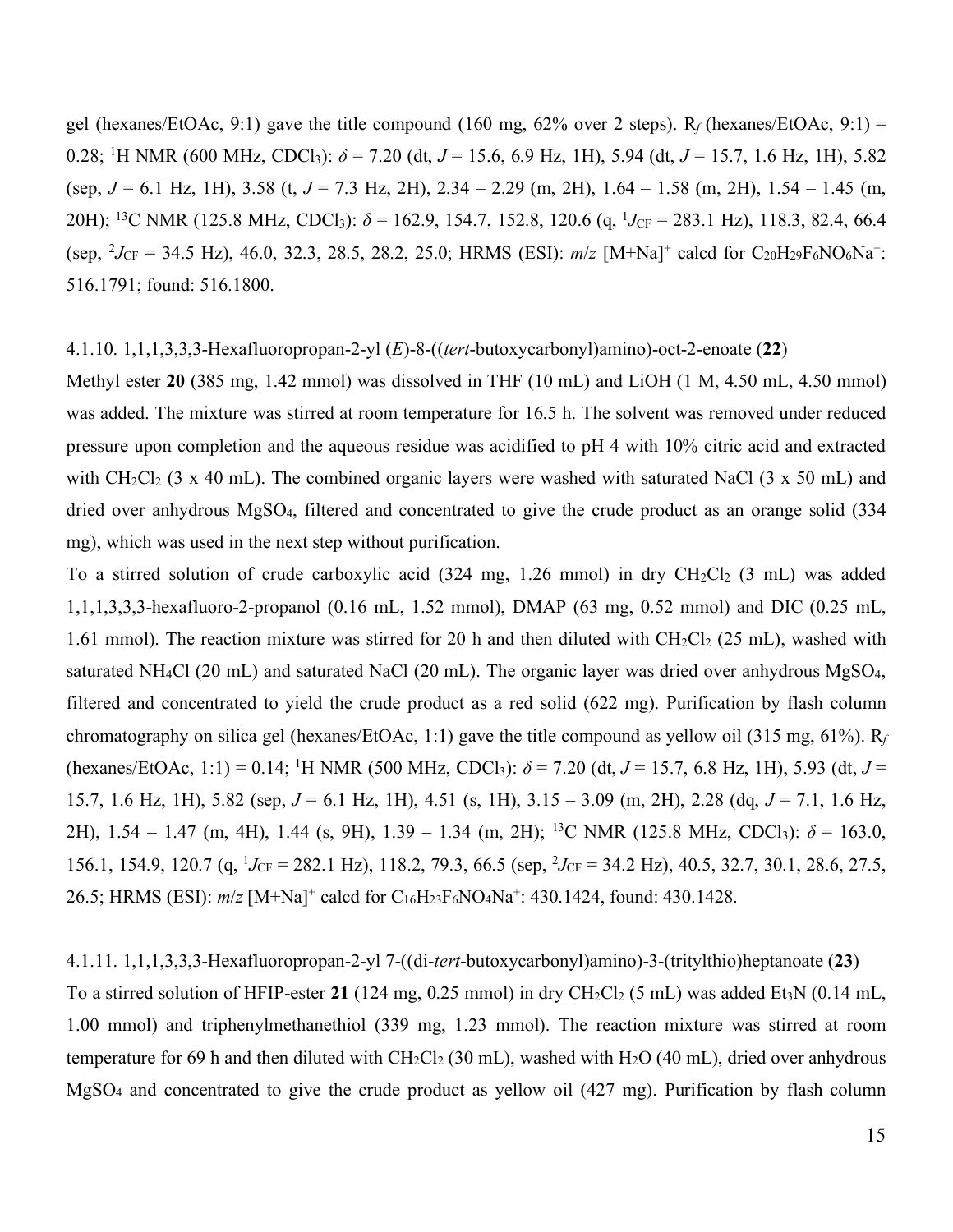gel (hexanes/EtOAc, 9:1) gave the title compound (160 mg, 62% over 2 steps). $R_f$ (hexanes/EtOAc, 9:1) = 0.28; $^1$H NMR (600 MHz, $CDCl_3$): $\delta$ = 7.20 (dt, $J$ = 15.6, 6.9 Hz, 1H), 5.94 (dt, $J$ = 15.7, 1.6 Hz, 1H), 5.82 (sep, $J$ = 6.1 Hz, 1H), 3.58 (t, $J$ = 7.3 Hz, 2H), 2.34 – 2.29 (m, 2H), 1.64 – 1.58 (m, 2H), 1.54 – 1.45 (m, 20H); $^{13}$C NMR (125.8 MHz, $CDCl_3$): $\delta$ = 162.9, 154.7, 152.8, 120.6 (q, $^1J_{CF}$ = 283.1 Hz), 118.3, 82.4, 66.4 (sep, $^2J_{CF}$ = 34.5 Hz), 46.0, 32.3, 28.5, 28.2, 25.0; HRMS (ESI): $m/z$ $[M+Na]^+$ calcd for $C_{20}H_{29}F_6NO_6Na^+$: 516.1791; found: 516.1800.

4.1.10. 1,1,1,3,3,3-Hexafluoropropan-2-yl (*E*)-8-((*tert*-butoxycarbonyl)amino)-oct-2-enoate (**22**)

Methyl ester **20** (385 mg, 1.42 mmol) was dissolved in THF (10 mL) and LiOH (1 M, 4.50 mL, 4.50 mmol) was added. The mixture was stirred at room temperature for 16.5 h. The solvent was removed under reduced pressure upon completion and the aqueous residue was acidified to pH 4 with 10% citric acid and extracted with $CH_2Cl_2$ (3 x 40 mL). The combined organic layers were washed with saturated NaCl (3 x 50 mL) and dried over anhydrous $MgSO_4$, filtered and concentrated to give the crude product as an orange solid (334 mg), which was used in the next step without purification.

To a stirred solution of crude carboxylic acid (324 mg, 1.26 mmol) in dry $CH_2Cl_2$ (3 mL) was added 1,1,1,3,3,3-hexafluoro-2-propanol (0.16 mL, 1.52 mmol), DMAP (63 mg, 0.52 mmol) and DIC (0.25 mL, 1.61 mmol). The reaction mixture was stirred for 20 h and then diluted with $CH_2Cl_2$ (25 mL), washed with saturated $NH_4Cl$ (20 mL) and saturated NaCl (20 mL). The organic layer was dried over anhydrous $MgSO_4$, filtered and concentrated to yield the crude product as a red solid (622 mg). Purification by flash column chromatography on silica gel (hexanes/EtOAc, 1:1) gave the title compound as yellow oil (315 mg, 61%). $R_f$ (hexanes/EtOAc, 1:1) = 0.14; $^1$H NMR (500 MHz, $CDCl_3$): $\delta$ = 7.20 (dt, $J$ = 15.7, 6.8 Hz, 1H), 5.93 (dt, $J$ = 15.7, 1.6 Hz, 1H), 5.82 (sep, $J$ = 6.1 Hz, 1H), 4.51 (s, 1H), 3.15 – 3.09 (m, 2H), 2.28 (dq, $J$ = 7.1, 1.6 Hz, 2H), 1.54 – 1.47 (m, 4H), 1.44 (s, 9H), 1.39 – 1.34 (m, 2H); $^{13}$C NMR (125.8 MHz, $CDCl_3$): $\delta$ = 163.0, 156.1, 154.9, 120.7 (q, $^1J_{CF}$ = 282.1 Hz), 118.2, 79.3, 66.5 (sep, $^2J_{CF}$ = 34.2 Hz), 40.5, 32.7, 30.1, 28.6, 27.5, 26.5; HRMS (ESI): $m/z$ $[M+Na]^+$ calcd for $C_{16}H_{23}F_6NO_4Na^+$: 430.1424, found: 430.1428.

4.1.11. 1,1,1,3,3,3-Hexafluoropropan-2-yl 7-((di-*tert*-butoxycarbonyl)amino)-3-(tritylthio)heptanoate (**23**)

To a stirred solution of HFIP-ester **21** (124 mg, 0.25 mmol) in dry $CH_2Cl_2$ (5 mL) was added $Et_3N$ (0.14 mL, 1.00 mmol) and triphenylmethanethiol (339 mg, 1.23 mmol). The reaction mixture was stirred at room temperature for 69 h and then diluted with $CH_2Cl_2$ (30 mL), washed with $H_2O$ (40 mL), dried over anhydrous $MgSO_4$ and concentrated to give the crude product as yellow oil (427 mg). Purification by flash column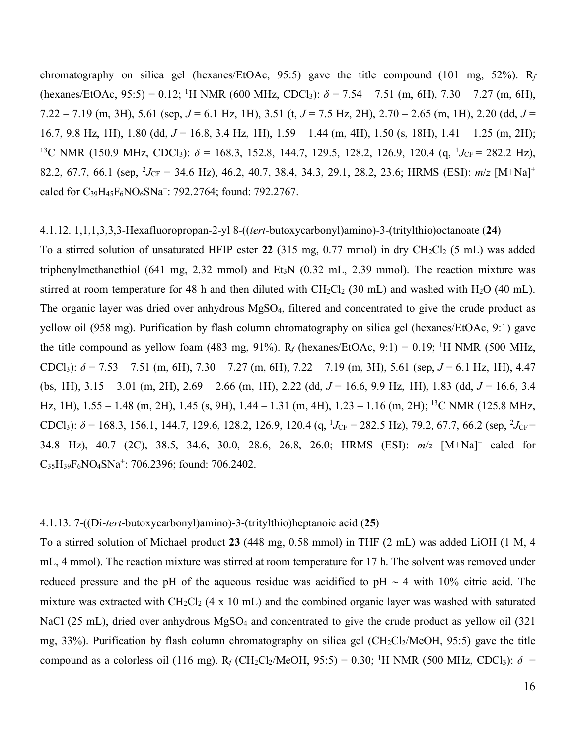chromatography on silica gel (hexanes/EtOAc, 95:5) gave the title compound (101 mg, 52%). $R_f$ (hexanes/EtOAc, 95:5) = 0.12; $^1$H NMR (600 MHz, $CDCl_3$): $\delta$ = 7.54 – 7.51 (m, 6H), 7.30 – 7.27 (m, 6H), 7.22 – 7.19 (m, 3H), 5.61 (sep, *J* = 6.1 Hz, 1H), 3.51 (t, *J* = 7.5 Hz, 2H), 2.70 – 2.65 (m, 1H), 2.20 (dd, *J* = 16.7, 9.8 Hz, 1H), 1.80 (dd, *J* = 16.8, 3.4 Hz, 1H), 1.59 – 1.44 (m, 4H), 1.50 (s, 18H), 1.41 – 1.25 (m, 2H); $^{13}$C NMR (150.9 MHz, $CDCl_3$): $\delta$ = 168.3, 152.8, 144.7, 129.5, 128.2, 126.9, 120.4 (q, $^1J_{CF}$ = 282.2 Hz), 82.2, 67.7, 66.1 (sep, $^2J_{CF}$ = 34.6 Hz), 46.2, 40.7, 38.4, 34.3, 29.1, 28.2, 23.6; HRMS (ESI): *m/z* $[M+Na]^+$ calcd for $C_{39}H_{45}F_6NO_6SNa^+$: 792.2764; found: 792.2767.

4.1.12. 1,1,1,3,3,3-Hexafluoropropan-2-yl 8-((*tert*-butoxycarbonyl)amino)-3-(tritylthio)octanoate (**24**)

To a stirred solution of unsaturated HFIP ester **22** (315 mg, 0.77 mmol) in dry $CH_2Cl_2$ (5 mL) was added triphenylmethanethiol (641 mg, 2.32 mmol) and $Et_3N$ (0.32 mL, 2.39 mmol). The reaction mixture was stirred at room temperature for 48 h and then diluted with $CH_2Cl_2$ (30 mL) and washed with $H_2O$ (40 mL). The organic layer was dried over anhydrous $MgSO_4$, filtered and concentrated to give the crude product as yellow oil (958 mg). Purification by flash column chromatography on silica gel (hexanes/EtOAc, 9:1) gave the title compound as yellow foam (483 mg, 91%). $R_f$ (hexanes/EtOAc, 9:1) = 0.19; $^1$H NMR (500 MHz, $CDCl_3$): $\delta$ = 7.53 – 7.51 (m, 6H), 7.30 – 7.27 (m, 6H), 7.22 – 7.19 (m, 3H), 5.61 (sep, *J* = 6.1 Hz, 1H), 4.47 (bs, 1H), 3.15 – 3.01 (m, 2H), 2.69 – 2.66 (m, 1H), 2.22 (dd, *J* = 16.6, 9.9 Hz, 1H), 1.83 (dd, *J* = 16.6, 3.4 Hz, 1H), 1.55 – 1.48 (m, 2H), 1.45 (s, 9H), 1.44 – 1.31 (m, 4H), 1.23 – 1.16 (m, 2H); $^{13}$C NMR (125.8 MHz, $CDCl_3$): $\delta$ = 168.3, 156.1, 144.7, 129.6, 128.2, 126.9, 120.4 (q, $^1J_{CF}$ = 282.5 Hz), 79.2, 67.7, 66.2 (sep, $^2J_{CF}$ = 34.8 Hz), 40.7 (2C), 38.5, 34.6, 30.0, 28.6, 26.8, 26.0; HRMS (ESI): *m/z* $[M+Na]^+$ calcd for $C_{35}H_{39}F_6NO_4SNa^+$: 706.2396; found: 706.2402.

4.1.13. 7-((Di-*tert*-butoxycarbonyl)amino)-3-(tritylthio)heptanoic acid (**25**)

To a stirred solution of Michael product **23** (448 mg, 0.58 mmol) in THF (2 mL) was added LiOH (1 M, 4 mL, 4 mmol). The reaction mixture was stirred at room temperature for 17 h. The solvent was removed under reduced pressure and the pH of the aqueous residue was acidified to pH ~ 4 with 10% citric acid. The mixture was extracted with $CH_2Cl_2$ (4 x 10 mL) and the combined organic layer was washed with saturated NaCl (25 mL), dried over anhydrous $MgSO_4$ and concentrated to give the crude product as yellow oil (321 mg, 33%). Purification by flash column chromatography on silica gel ($CH_2Cl_2$/MeOH, 95:5) gave the title compound as a colorless oil (116 mg). $R_f$ ($CH_2Cl_2$/MeOH, 95:5) = 0.30; $^1$H NMR (500 MHz, $CDCl_3$): $\delta$ =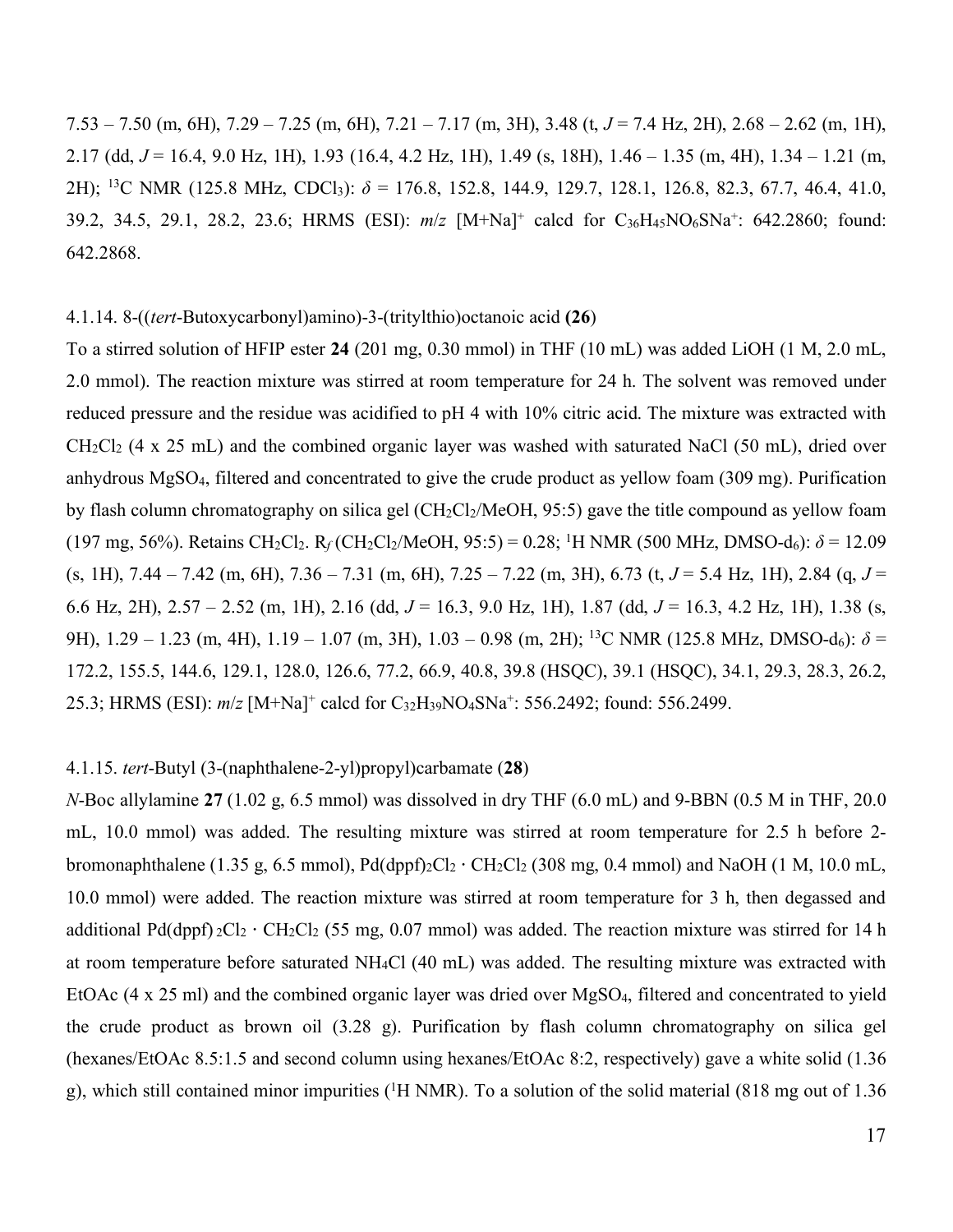7.53 – 7.50 (m, 6H), 7.29 – 7.25 (m, 6H), 7.21 – 7.17 (m, 3H), 3.48 (t, *J* = 7.4 Hz, 2H), 2.68 – 2.62 (m, 1H), 2.17 (dd, *J* = 16.4, 9.0 Hz, 1H), 1.93 (16.4, 4.2 Hz, 1H), 1.49 (s, 18H), 1.46 – 1.35 (m, 4H), 1.34 – 1.21 (m, 2H); $^{13}$C NMR (125.8 MHz, $CDCl_3$): $\delta$ = 176.8, 152.8, 144.9, 129.7, 128.1, 126.8, 82.3, 67.7, 46.4, 41.0, 39.2, 34.5, 29.1, 28.2, 23.6; HRMS (ESI): *m*/*z* $[M+Na]^+$ calcd for $C_{36}H_{45}NO_6SNa^+$: 642.2860; found: 642.2868.

4.1.14. 8-((*tert*-Butoxycarbonyl)amino)-3-(tritylthio)octanoic acid **(26)**

To a stirred solution of HFIP ester **24** (201 mg, 0.30 mmol) in THF (10 mL) was added LiOH (1 M, 2.0 mL, 2.0 mmol). The reaction mixture was stirred at room temperature for 24 h. The solvent was removed under reduced pressure and the residue was acidified to pH 4 with 10% citric acid. The mixture was extracted with $CH_2Cl_2$ (4 x 25 mL) and the combined organic layer was washed with saturated NaCl (50 mL), dried over anhydrous $MgSO_4$, filtered and concentrated to give the crude product as yellow foam (309 mg). Purification by flash column chromatography on silica gel ($CH_2Cl_2$/MeOH, 95:5) gave the title compound as yellow foam (197 mg, 56%). Retains $CH_2Cl_2$. $R_f$ ($CH_2Cl_2$/MeOH, 95:5) = 0.28; $^1$H NMR (500 MHz, DMSO-d$_6$): $\delta$ = 12.09 (s, 1H), 7.44 – 7.42 (m, 6H), 7.36 – 7.31 (m, 6H), 7.25 – 7.22 (m, 3H), 6.73 (t, *J* = 5.4 Hz, 1H), 2.84 (q, *J* = 6.6 Hz, 2H), 2.57 – 2.52 (m, 1H), 2.16 (dd, *J* = 16.3, 9.0 Hz, 1H), 1.87 (dd, *J* = 16.3, 4.2 Hz, 1H), 1.38 (s, 9H), 1.29 – 1.23 (m, 4H), 1.19 – 1.07 (m, 3H), 1.03 – 0.98 (m, 2H); $^{13}$C NMR (125.8 MHz, DMSO-d$_6$): $\delta$ = 172.2, 155.5, 144.6, 129.1, 128.0, 126.6, 77.2, 66.9, 40.8, 39.8 (HSQC), 39.1 (HSQC), 34.1, 29.3, 28.3, 26.2, 25.3; HRMS (ESI): *m*/*z* $[M+Na]^+$ calcd for $C_{32}H_{39}NO_4SNa^+$: 556.2492; found: 556.2499.

4.1.15. *tert*-Butyl (3-(naphthalene-2-yl)propyl)carbamate (**28**)

*N*-Boc allylamine **27** (1.02 g, 6.5 mmol) was dissolved in dry THF (6.0 mL) and 9-BBN (0.5 M in THF, 20.0 mL, 10.0 mmol) was added. The resulting mixture was stirred at room temperature for 2.5 h before 2-bromonaphthalene (1.35 g, 6.5 mmol), Pd(dppf)$_2$Cl$_2$ · $CH_2Cl_2$ (308 mg, 0.4 mmol) and NaOH (1 M, 10.0 mL, 10.0 mmol) were added. The reaction mixture was stirred at room temperature for 3 h, then degassed and additional Pd(dppf)$_2$Cl$_2$ · $CH_2Cl_2$ (55 mg, 0.07 mmol) was added. The reaction mixture was stirred for 14 h at room temperature before saturated $NH_4Cl$ (40 mL) was added. The resulting mixture was extracted with EtOAc (4 x 25 ml) and the combined organic layer was dried over $MgSO_4$, filtered and concentrated to yield the crude product as brown oil (3.28 g). Purification by flash column chromatography on silica gel (hexanes/EtOAc 8.5:1.5 and second column using hexanes/EtOAc 8:2, respectively) gave a white solid (1.36 g), which still contained minor impurities ($^1$H NMR). To a solution of the solid material (818 mg out of 1.36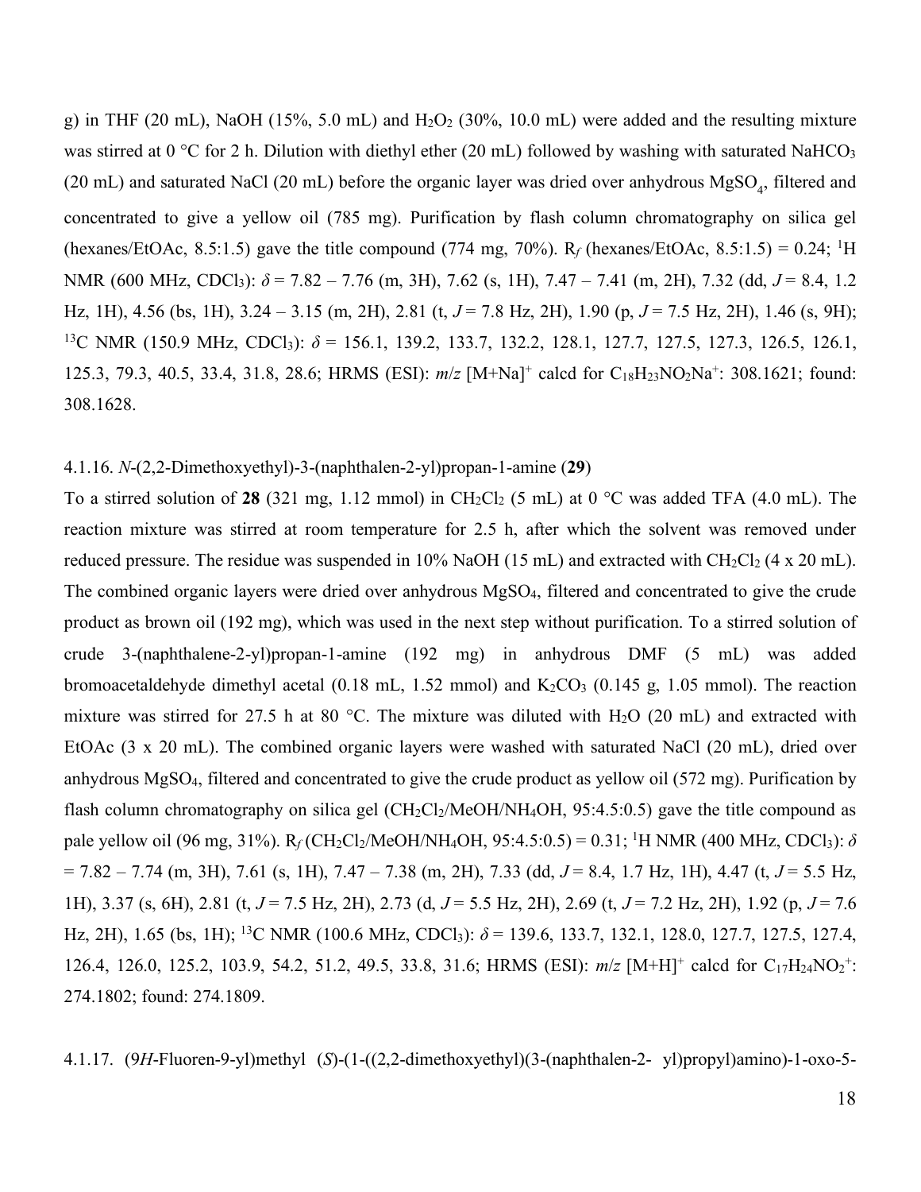g) in THF (20 mL), NaOH (15%, 5.0 mL) and $H_2O_2$ (30%, 10.0 mL) were added and the resulting mixture was stirred at 0 °C for 2 h. Dilution with diethyl ether (20 mL) followed by washing with saturated $NaHCO_3$ (20 mL) and saturated NaCl (20 mL) before the organic layer was dried over anhydrous $MgSO_4$, filtered and concentrated to give a yellow oil (785 mg). Purification by flash column chromatography on silica gel (hexanes/EtOAc, 8.5:1.5) gave the title compound (774 mg, 70%). $R_f$ (hexanes/EtOAc, 8.5:1.5) = 0.24; $^1$H NMR (600 MHz, $CDCl_3$): $\delta$ = 7.82 – 7.76 (m, 3H), 7.62 (s, 1H), 7.47 – 7.41 (m, 2H), 7.32 (dd, $J$ = 8.4, 1.2 Hz, 1H), 4.56 (bs, 1H), 3.24 – 3.15 (m, 2H), 2.81 (t, $J$ = 7.8 Hz, 2H), 1.90 (p, $J$ = 7.5 Hz, 2H), 1.46 (s, 9H); $^{13}$C NMR (150.9 MHz, $CDCl_3$): $\delta$ = 156.1, 139.2, 133.7, 132.2, 128.1, 127.7, 127.5, 127.3, 126.5, 126.1, 125.3, 79.3, 40.5, 33.4, 31.8, 28.6; HRMS (ESI): $m/z$ $[M+Na]^+$ calcd for $C_{18}H_{23}NO_2Na^+$: 308.1621; found: 308.1628.

4.1.16. *N*-(2,2-Dimethoxyethyl)-3-(naphthalen-2-yl)propan-1-amine (**29**)

To a stirred solution of **28** (321 mg, 1.12 mmol) in $CH_2Cl_2$ (5 mL) at 0 °C was added TFA (4.0 mL). The reaction mixture was stirred at room temperature for 2.5 h, after which the solvent was removed under reduced pressure. The residue was suspended in 10% NaOH (15 mL) and extracted with $CH_2Cl_2$ (4 x 20 mL). The combined organic layers were dried over anhydrous $MgSO_4$, filtered and concentrated to give the crude product as brown oil (192 mg), which was used in the next step without purification. To a stirred solution of crude 3-(naphthalene-2-yl)propan-1-amine (192 mg) in anhydrous DMF (5 mL) was added bromoacetaldehyde dimethyl acetal (0.18 mL, 1.52 mmol) and $K_2CO_3$ (0.145 g, 1.05 mmol). The reaction mixture was stirred for 27.5 h at 80 °C. The mixture was diluted with $H_2O$ (20 mL) and extracted with EtOAc (3 x 20 mL). The combined organic layers were washed with saturated NaCl (20 mL), dried over anhydrous $MgSO_4$, filtered and concentrated to give the crude product as yellow oil (572 mg). Purification by flash column chromatography on silica gel ($CH_2Cl_2$/MeOH/$NH_4OH$, 95:4.5:0.5) gave the title compound as pale yellow oil (96 mg, 31%). $R_f$ ($CH_2Cl_2$/MeOH/$NH_4OH$, 95:4.5:0.5) = 0.31; $^1$H NMR (400 MHz, $CDCl_3$): $\delta$ = 7.82 – 7.74 (m, 3H), 7.61 (s, 1H), 7.47 – 7.38 (m, 2H), 7.33 (dd, $J$ = 8.4, 1.7 Hz, 1H), 4.47 (t, $J$ = 5.5 Hz, 1H), 3.37 (s, 6H), 2.81 (t, $J$ = 7.5 Hz, 2H), 2.73 (d, $J$ = 5.5 Hz, 2H), 2.69 (t, $J$ = 7.2 Hz, 2H), 1.92 (p, $J$ = 7.6 Hz, 2H), 1.65 (bs, 1H); $^{13}$C NMR (100.6 MHz, $CDCl_3$): $\delta$ = 139.6, 133.7, 132.1, 128.0, 127.7, 127.5, 127.4, 126.4, 126.0, 125.2, 103.9, 54.2, 51.2, 49.5, 33.8, 31.6; HRMS (ESI): $m/z$ $[M+H]^+$ calcd for $C_{17}H_{24}NO_2^+$: 274.1802; found: 274.1809.

4.1.17. (9*H*-Fluoren-9-yl)methyl (*S*)-(1-((2,2-dimethoxyethyl)(3-(naphthalen-2- yl)propyl)amino)-1-oxo-5-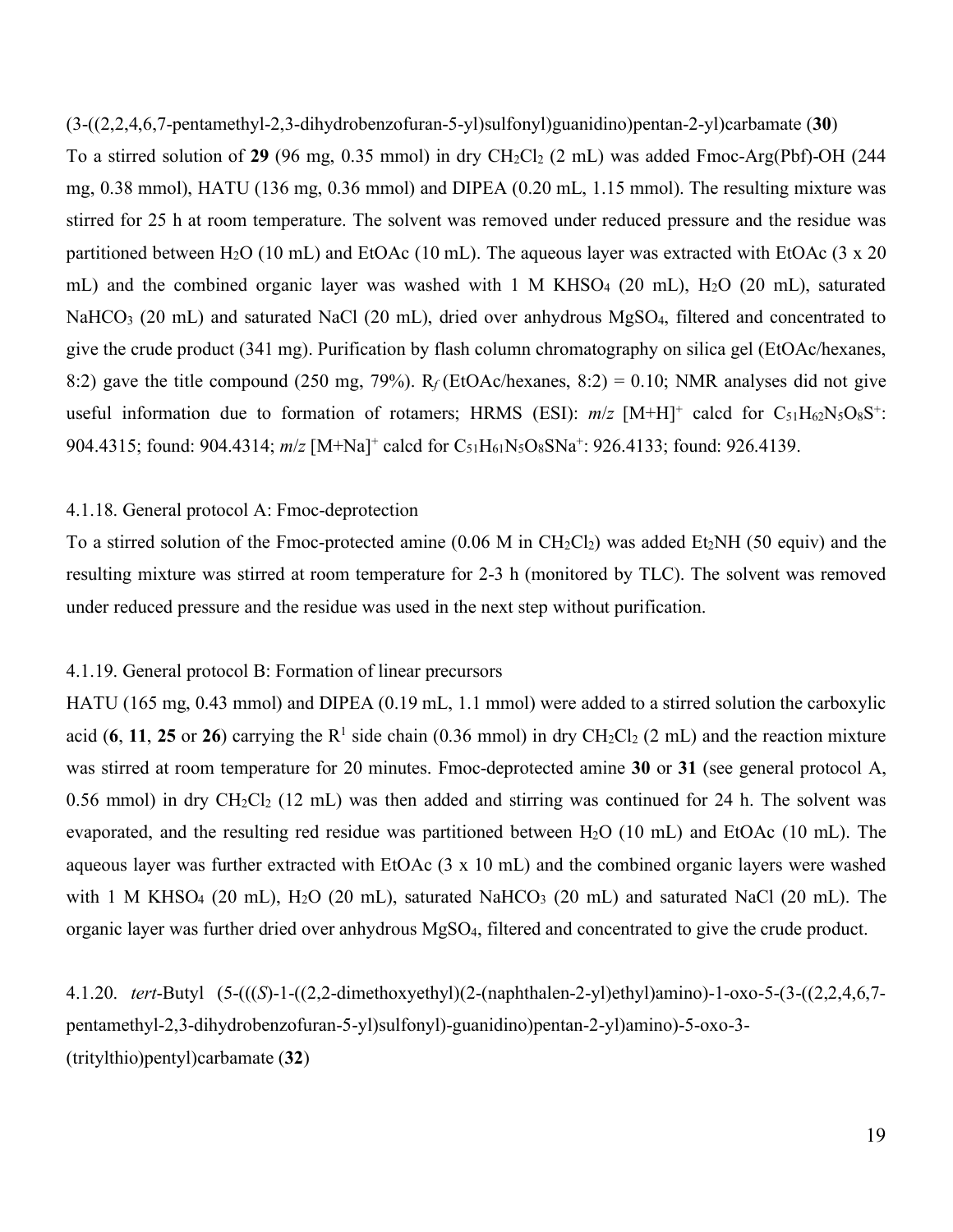(3-((2,2,4,6,7-pentamethyl-2,3-dihydrobenzofuran-5-yl)sulfonyl)guanidino)pentan-2-yl)carbamate (**30**)

To a stirred solution of **29** (96 mg, 0.35 mmol) in dry $CH_2Cl_2$ (2 mL) was added Fmoc-Arg(Pbf)-OH (244 mg, 0.38 mmol), HATU (136 mg, 0.36 mmol) and DIPEA (0.20 mL, 1.15 mmol). The resulting mixture was stirred for 25 h at room temperature. The solvent was removed under reduced pressure and the residue was partitioned between $H_2O$ (10 mL) and EtOAc (10 mL). The aqueous layer was extracted with EtOAc (3 x 20 mL) and the combined organic layer was washed with 1 M $KHSO_4$ (20 mL), $H_2O$ (20 mL), saturated $NaHCO_3$ (20 mL) and saturated NaCl (20 mL), dried over anhydrous $MgSO_4$, filtered and concentrated to give the crude product (341 mg). Purification by flash column chromatography on silica gel (EtOAc/hexanes, 8:2) gave the title compound (250 mg, 79%). $R_f$ (EtOAc/hexanes, 8:2) = 0.10; NMR analyses did not give useful information due to formation of rotamers; HRMS (ESI): *m*/*z* $[M+H]^+$ calcd for $C_{51}H_{62}N_5O_8S^+$: 904.4315; found: 904.4314; *m*/*z* $[M+Na]^+$ calcd for $C_{51}H_{61}N_5O_8SNa^+$: 926.4133; found: 926.4139.

4.1.18. General protocol A: Fmoc-deprotection

To a stirred solution of the Fmoc-protected amine (0.06 M in $CH_2Cl_2$) was added $Et_2NH$ (50 equiv) and the resulting mixture was stirred at room temperature for 2-3 h (monitored by TLC). The solvent was removed under reduced pressure and the residue was used in the next step without purification.

4.1.19. General protocol B: Formation of linear precursors

HATU (165 mg, 0.43 mmol) and DIPEA (0.19 mL, 1.1 mmol) were added to a stirred solution the carboxylic acid (**6**, **11**, **25** or **26**) carrying the $R^1$ side chain (0.36 mmol) in dry $CH_2Cl_2$ (2 mL) and the reaction mixture was stirred at room temperature for 20 minutes. Fmoc-deprotected amine **30** or **31** (see general protocol A, 0.56 mmol) in dry $CH_2Cl_2$ (12 mL) was then added and stirring was continued for 24 h. The solvent was evaporated, and the resulting red residue was partitioned between $H_2O$ (10 mL) and EtOAc (10 mL). The aqueous layer was further extracted with EtOAc (3 x 10 mL) and the combined organic layers were washed with 1 M $KHSO_4$ (20 mL), $H_2O$ (20 mL), saturated $NaHCO_3$ (20 mL) and saturated NaCl (20 mL). The organic layer was further dried over anhydrous $MgSO_4$, filtered and concentrated to give the crude product.

4.1.20. *tert*-Butyl (5-(((*S*)-1-((2,2-dimethoxyethyl)(2-(naphthalen-2-yl)ethyl)amino)-1-oxo-5-(3-((2,2,4,6,7-pentamethyl-2,3-dihydrobenzofuran-5-yl)sulfonyl)-guanidino)pentan-2-yl)amino)-5-oxo-3-(tritylthio)pentyl)carbamate (**32**)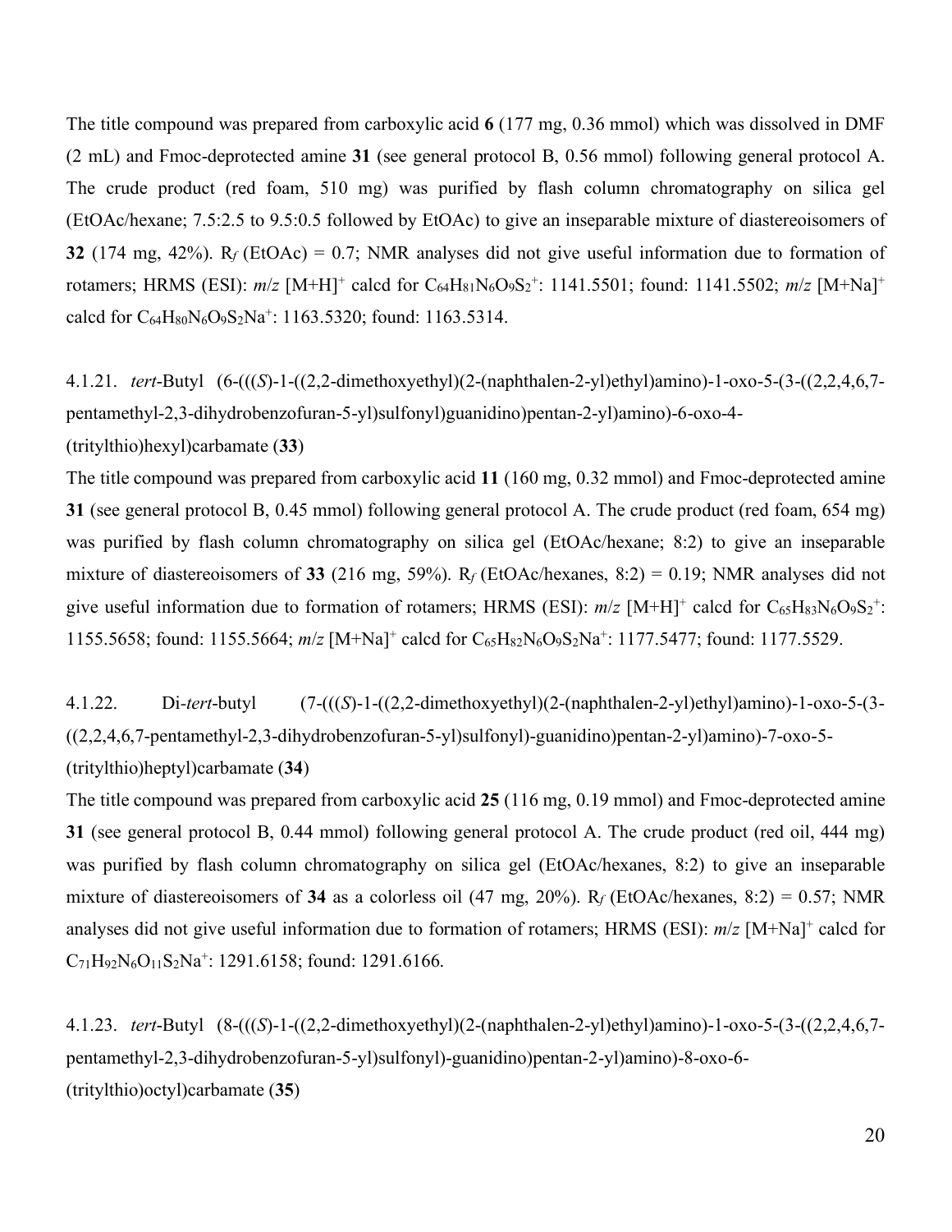The title compound was prepared from carboxylic acid **6** (177 mg, 0.36 mmol) which was dissolved in DMF (2 mL) and Fmoc-deprotected amine **31** (see general protocol B, 0.56 mmol) following general protocol A. The crude product (red foam, 510 mg) was purified by flash column chromatography on silica gel (EtOAc/hexane; 7.5:2.5 to 9.5:0.5 followed by EtOAc) to give an inseparable mixture of diastereoisomers of **32** (174 mg, 42%). $R_f$ (EtOAc) = 0.7; NMR analyses did not give useful information due to formation of rotamers; HRMS (ESI): *m*/*z* $[M+H]^+$ calcd for $C_{64}H_{81}N_6O_9S_2^+$: 1141.5501; found: 1141.5502; *m*/*z* $[M+Na]^+$ calcd for $C_{64}H_{80}N_6O_9S_2Na^+$: 1163.5320; found: 1163.5314.

### 4.1.21. *tert*-Butyl (6-(((*S*)-1-((2,2-dimethoxyethyl)(2-(naphthalen-2-yl)ethyl)amino)-1-oxo-5-(3-((2,2,4,6,7-pentamethyl-2,3-dihydrobenzofuran-5-yl)sulfonyl)guanidino)pentan-2-yl)amino)-6-oxo-4-(tritylthio)hexyl)carbamate (**33**)

The title compound was prepared from carboxylic acid **11** (160 mg, 0.32 mmol) and Fmoc-deprotected amine **31** (see general protocol B, 0.45 mmol) following general protocol A. The crude product (red foam, 654 mg) was purified by flash column chromatography on silica gel (EtOAc/hexane; 8:2) to give an inseparable mixture of diastereoisomers of **33** (216 mg, 59%). $R_f$ (EtOAc/hexanes, 8:2) = 0.19; NMR analyses did not give useful information due to formation of rotamers; HRMS (ESI): *m*/*z* $[M+H]^+$ calcd for $C_{65}H_{83}N_6O_9S_2^+$: 1155.5658; found: 1155.5664; *m*/*z* $[M+Na]^+$ calcd for $C_{65}H_{82}N_6O_9S_2Na^+$: 1177.5477; found: 1177.5529.

### 4.1.22. Di-*tert*-butyl (7-(((*S*)-1-((2,2-dimethoxyethyl)(2-(naphthalen-2-yl)ethyl)amino)-1-oxo-5-(3-((2,2,4,6,7-pentamethyl-2,3-dihydrobenzofuran-5-yl)sulfonyl)-guanidino)pentan-2-yl)amino)-7-oxo-5-(tritylthio)heptyl)carbamate (**34**)

The title compound was prepared from carboxylic acid **25** (116 mg, 0.19 mmol) and Fmoc-deprotected amine **31** (see general protocol B, 0.44 mmol) following general protocol A. The crude product (red oil, 444 mg) was purified by flash column chromatography on silica gel (EtOAc/hexanes, 8:2) to give an inseparable mixture of diastereoisomers of **34** as a colorless oil (47 mg, 20%). $R_f$ (EtOAc/hexanes, 8:2) = 0.57; NMR analyses did not give useful information due to formation of rotamers; HRMS (ESI): *m*/*z* $[M+Na]^+$ calcd for $C_{71}H_{92}N_6O_{11}S_2Na^+$: 1291.6158; found: 1291.6166.

### 4.1.23. *tert*-Butyl (8-(((*S*)-1-((2,2-dimethoxyethyl)(2-(naphthalen-2-yl)ethyl)amino)-1-oxo-5-(3-((2,2,4,6,7-pentamethyl-2,3-dihydrobenzofuran-5-yl)sulfonyl)-guanidino)pentan-2-yl)amino)-8-oxo-6-(tritylthio)octyl)carbamate (**35**)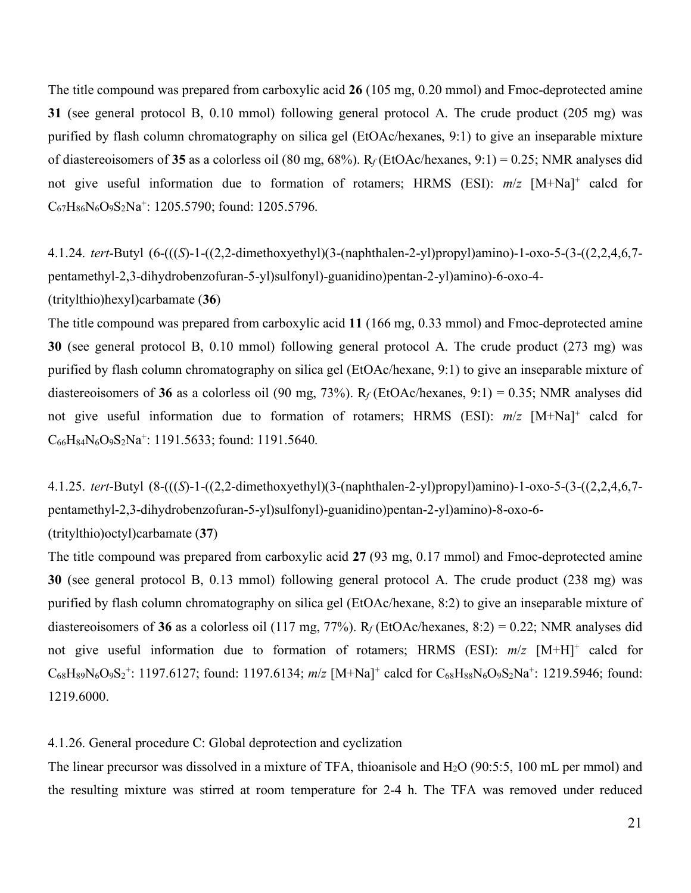The title compound was prepared from carboxylic acid **26** (105 mg, 0.20 mmol) and Fmoc-deprotected amine **31** (see general protocol B, 0.10 mmol) following general protocol A. The crude product (205 mg) was purified by flash column chromatography on silica gel (EtOAc/hexanes, 9:1) to give an inseparable mixture of diastereoisomers of **35** as a colorless oil (80 mg, 68%). $R_f$ (EtOAc/hexanes, 9:1) = 0.25; NMR analyses did not give useful information due to formation of rotamers; HRMS (ESI): *m*/*z* $[M+Na]^+$ calcd for $C_{67}H_{86}N_6O_9S_2Na^+$: 1205.5790; found: 1205.5796.

4.1.24. *tert*-Butyl (6-(((*S*)-1-((2,2-dimethoxyethyl)(3-(naphthalen-2-yl)propyl)amino)-1-oxo-5-(3-((2,2,4,6,7-pentamethyl-2,3-dihydrobenzofuran-5-yl)sulfonyl)-guanidino)pentan-2-yl)amino)-6-oxo-4-(tritylthio)hexyl)carbamate (**36**)

The title compound was prepared from carboxylic acid **11** (166 mg, 0.33 mmol) and Fmoc-deprotected amine **30** (see general protocol B, 0.10 mmol) following general protocol A. The crude product (273 mg) was purified by flash column chromatography on silica gel (EtOAc/hexane, 9:1) to give an inseparable mixture of diastereoisomers of **36** as a colorless oil (90 mg, 73%). $R_f$ (EtOAc/hexanes, 9:1) = 0.35; NMR analyses did not give useful information due to formation of rotamers; HRMS (ESI): *m*/*z* $[M+Na]^+$ calcd for $C_{66}H_{84}N_6O_9S_2Na^+$: 1191.5633; found: 1191.5640.

4.1.25. *tert*-Butyl (8-(((*S*)-1-((2,2-dimethoxyethyl)(3-(naphthalen-2-yl)propyl)amino)-1-oxo-5-(3-((2,2,4,6,7-pentamethyl-2,3-dihydrobenzofuran-5-yl)sulfonyl)-guanidino)pentan-2-yl)amino)-8-oxo-6-(tritylthio)octyl)carbamate (**37**)

The title compound was prepared from carboxylic acid **27** (93 mg, 0.17 mmol) and Fmoc-deprotected amine **30** (see general protocol B, 0.13 mmol) following general protocol A. The crude product (238 mg) was purified by flash column chromatography on silica gel (EtOAc/hexane, 8:2) to give an inseparable mixture of diastereoisomers of **36** as a colorless oil (117 mg, 77%). $R_f$ (EtOAc/hexanes, 8:2) = 0.22; NMR analyses did not give useful information due to formation of rotamers; HRMS (ESI): *m*/*z* $[M+H]^+$ calcd for $C_{68}H_{89}N_6O_9S_2^+$: 1197.6127; found: 1197.6134; *m*/*z* $[M+Na]^+$ calcd for $C_{68}H_{88}N_6O_9S_2Na^+$: 1219.5946; found: 1219.6000.

4.1.26. General procedure C: Global deprotection and cyclization

The linear precursor was dissolved in a mixture of TFA, thioanisole and $H_2O$ (90:5:5, 100 mL per mmol) and the resulting mixture was stirred at room temperature for 2-4 h. The TFA was removed under reduced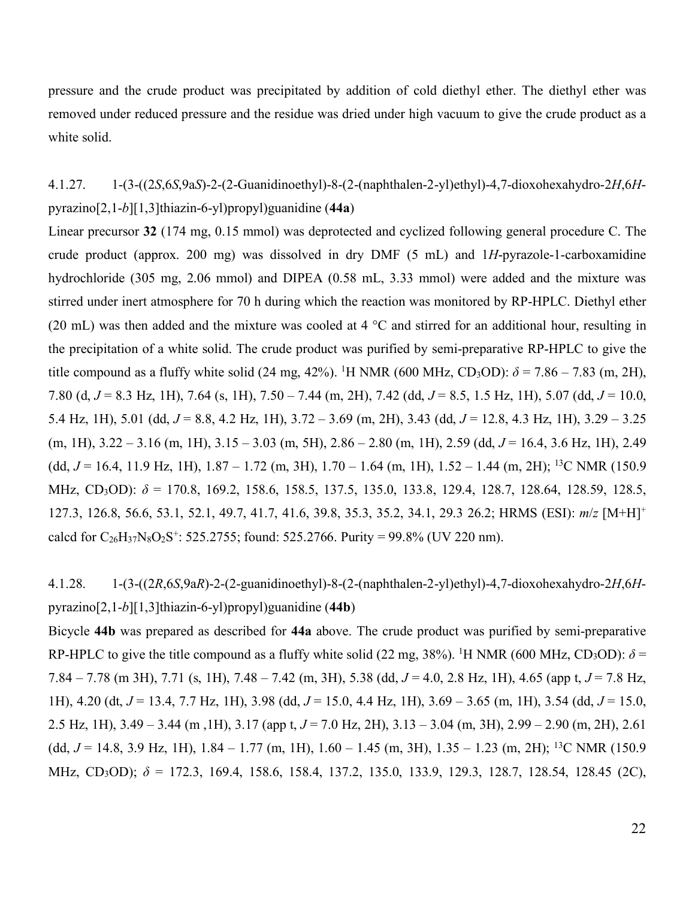pressure and the crude product was precipitated by addition of cold diethyl ether. The diethyl ether was removed under reduced pressure and the residue was dried under high vacuum to give the crude product as a white solid.

4.1.27. 1-(3-((2*S*,6*S*,9a*S*)-2-(2-Guanidinoethyl)-8-(2-(naphthalen-2-yl)ethyl)-4,7-dioxohexahydro-2*H*,6*H*-pyrazino[2,1-*b*][1,3]thiazin-6-yl)propyl)guanidine (**44a**)

Linear precursor **32** (174 mg, 0.15 mmol) was deprotected and cyclized following general procedure C. The crude product (approx. 200 mg) was dissolved in dry DMF (5 mL) and 1*H*-pyrazole-1-carboxamidine hydrochloride (305 mg, 2.06 mmol) and DIPEA (0.58 mL, 3.33 mmol) were added and the mixture was stirred under inert atmosphere for 70 h during which the reaction was monitored by RP-HPLC. Diethyl ether (20 mL) was then added and the mixture was cooled at 4 °C and stirred for an additional hour, resulting in the precipitation of a white solid. The crude product was purified by semi-preparative RP-HPLC to give the title compound as a fluffy white solid (24 mg, 42%). $^{1}$H NMR (600 MHz, $CD_3OD$): $\delta$ = 7.86 – 7.83 (m, 2H), 7.80 (d, *J* = 8.3 Hz, 1H), 7.64 (s, 1H), 7.50 – 7.44 (m, 2H), 7.42 (dd, *J* = 8.5, 1.5 Hz, 1H), 5.07 (dd, *J* = 10.0, 5.4 Hz, 1H), 5.01 (dd, *J* = 8.8, 4.2 Hz, 1H), 3.72 – 3.69 (m, 2H), 3.43 (dd, *J* = 12.8, 4.3 Hz, 1H), 3.29 – 3.25 (m, 1H), 3.22 – 3.16 (m, 1H), 3.15 – 3.03 (m, 5H), 2.86 – 2.80 (m, 1H), 2.59 (dd, *J* = 16.4, 3.6 Hz, 1H), 2.49 (dd, *J* = 16.4, 11.9 Hz, 1H), 1.87 – 1.72 (m, 3H), 1.70 – 1.64 (m, 1H), 1.52 – 1.44 (m, 2H); $^{13}$C NMR (150.9 MHz, $CD_3OD$): $\delta$ = 170.8, 169.2, 158.6, 158.5, 137.5, 135.0, 133.8, 129.4, 128.7, 128.64, 128.59, 128.5, 127.3, 126.8, 56.6, 53.1, 52.1, 49.7, 41.7, 41.6, 39.8, 35.3, 35.2, 34.1, 29.3 26.2; HRMS (ESI): *m/z* $[M+H]^+$ calcd for $C_{26}H_{37}N_8O_2S^+$: 525.2755; found: 525.2766. Purity = 99.8% (UV 220 nm).

4.1.28. 1-(3-((2*R*,6*S*,9a*R*)-2-(2-guanidinoethyl)-8-(2-(naphthalen-2-yl)ethyl)-4,7-dioxohexahydro-2*H*,6*H*-pyrazino[2,1-*b*][1,3]thiazin-6-yl)propyl)guanidine (**44b**)

Bicycle **44b** was prepared as described for **44a** above. The crude product was purified by semi-preparative RP-HPLC to give the title compound as a fluffy white solid (22 mg, 38%). $^{1}$H NMR (600 MHz, $CD_3OD$): $\delta$ = 7.84 – 7.78 (m 3H), 7.71 (s, 1H), 7.48 – 7.42 (m, 3H), 5.38 (dd, *J* = 4.0, 2.8 Hz, 1H), 4.65 (app t, *J* = 7.8 Hz, 1H), 4.20 (dt, *J* = 13.4, 7.7 Hz, 1H), 3.98 (dd, *J* = 15.0, 4.4 Hz, 1H), 3.69 – 3.65 (m, 1H), 3.54 (dd, *J* = 15.0, 2.5 Hz, 1H), 3.49 – 3.44 (m ,1H), 3.17 (app t, *J* = 7.0 Hz, 2H), 3.13 – 3.04 (m, 3H), 2.99 – 2.90 (m, 2H), 2.61 (dd, *J* = 14.8, 3.9 Hz, 1H), 1.84 – 1.77 (m, 1H), 1.60 – 1.45 (m, 3H), 1.35 – 1.23 (m, 2H); $^{13}$C NMR (150.9 MHz, $CD_3OD$); $\delta$ = 172.3, 169.4, 158.6, 158.4, 137.2, 135.0, 133.9, 129.3, 128.7, 128.54, 128.45 (2C),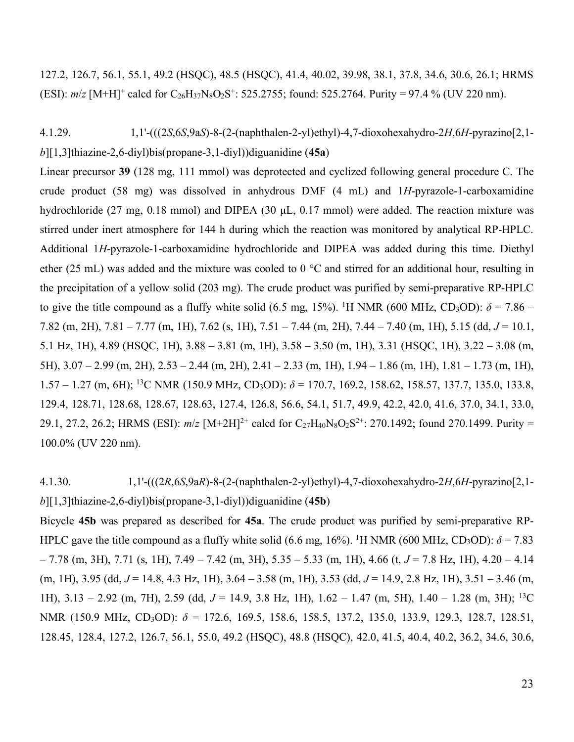127.2, 126.7, 56.1, 55.1, 49.2 (HSQC), 48.5 (HSQC), 41.4, 40.02, 39.98, 38.1, 37.8, 34.6, 30.6, 26.1; HRMS (ESI): *m/z* $[M+H]^+$ calcd for $C_{26}H_{37}N_8O_2S^+$: 525.2755; found: 525.2764. Purity = 97.4 % (UV 220 nm).

### 4.1.29. 1,1'-(((2*S*,6*S*,9a*S*)-8-(2-(naphthalen-2-yl)ethyl)-4,7-dioxohexahydro-2*H*,6*H*-pyrazino[2,1-*b*][1,3]thiazine-2,6-diyl)bis(propane-3,1-diyl))diguanidine (**45a**)

Linear precursor **39** (128 mg, 111 mmol) was deprotected and cyclized following general procedure C. The crude product (58 mg) was dissolved in anhydrous DMF (4 mL) and 1*H*-pyrazole-1-carboxamidine hydrochloride (27 mg, 0.18 mmol) and DIPEA (30 µL, 0.17 mmol) were added. The reaction mixture was stirred under inert atmosphere for 144 h during which the reaction was monitored by analytical RP-HPLC. Additional 1*H*-pyrazole-1-carboxamidine hydrochloride and DIPEA was added during this time. Diethyl ether (25 mL) was added and the mixture was cooled to 0 °C and stirred for an additional hour, resulting in the precipitation of a yellow solid (203 mg). The crude product was purified by semi-preparative RP-HPLC to give the title compound as a fluffy white solid (6.5 mg, 15%). $^1$H NMR (600 MHz, $CD_3OD$): $\delta$ = 7.86 – 7.82 (m, 2H), 7.81 – 7.77 (m, 1H), 7.62 (s, 1H), 7.51 – 7.44 (m, 2H), 7.44 – 7.40 (m, 1H), 5.15 (dd, *J* = 10.1, 5.1 Hz, 1H), 4.89 (HSQC, 1H), 3.88 – 3.81 (m, 1H), 3.58 – 3.50 (m, 1H), 3.31 (HSQC, 1H), 3.22 – 3.08 (m, 5H), 3.07 – 2.99 (m, 2H), 2.53 – 2.44 (m, 2H), 2.41 – 2.33 (m, 1H), 1.94 – 1.86 (m, 1H), 1.81 – 1.73 (m, 1H), 1.57 – 1.27 (m, 6H); $^{13}$C NMR (150.9 MHz, $CD_3OD$): $\delta$ = 170.7, 169.2, 158.62, 158.57, 137.7, 135.0, 133.8, 129.4, 128.71, 128.68, 128.67, 128.63, 127.4, 126.8, 56.6, 54.1, 51.7, 49.9, 42.2, 42.0, 41.6, 37.0, 34.1, 33.0, 29.1, 27.2, 26.2; HRMS (ESI): *m/z* $[M+2H]^{2+}$ calcd for $C_{27}H_{40}N_8O_2S^{2+}$: 270.1492; found 270.1499. Purity = 100.0% (UV 220 nm).

### 4.1.30. 1,1'-(((2*R*,6*S*,9a*R*)-8-(2-(naphthalen-2-yl)ethyl)-4,7-dioxohexahydro-2*H*,6*H*-pyrazino[2,1-*b*][1,3]thiazine-2,6-diyl)bis(propane-3,1-diyl))diguanidine (**45b**)

Bicycle **45b** was prepared as described for **45a**. The crude product was purified by semi-preparative RP-HPLC gave the title compound as a fluffy white solid (6.6 mg, 16%). $^1$H NMR (600 MHz, $CD_3OD$): $\delta$ = 7.83 – 7.78 (m, 3H), 7.71 (s, 1H), 7.49 – 7.42 (m, 3H), 5.35 – 5.33 (m, 1H), 4.66 (t, *J* = 7.8 Hz, 1H), 4.20 – 4.14 (m, 1H), 3.95 (dd, *J* = 14.8, 4.3 Hz, 1H), 3.64 – 3.58 (m, 1H), 3.53 (dd, *J* = 14.9, 2.8 Hz, 1H), 3.51 – 3.46 (m, 1H), 3.13 – 2.92 (m, 7H), 2.59 (dd, *J* = 14.9, 3.8 Hz, 1H), 1.62 – 1.47 (m, 5H), 1.40 – 1.28 (m, 3H); $^{13}$C NMR (150.9 MHz, $CD_3OD$): $\delta$ = 172.6, 169.5, 158.6, 158.5, 137.2, 135.0, 133.9, 129.3, 128.7, 128.51, 128.45, 128.4, 127.2, 126.7, 56.1, 55.0, 49.2 (HSQC), 48.8 (HSQC), 42.0, 41.5, 40.4, 40.2, 36.2, 34.6, 30.6,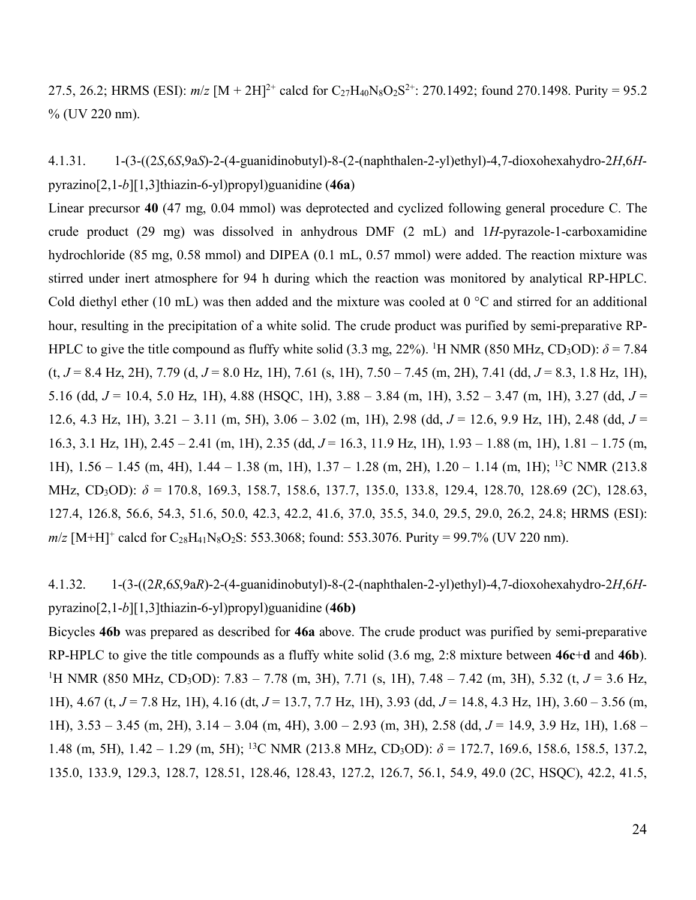27.5, 26.2; HRMS (ESI): *m/z* $[M + 2H]^{2+}$ calcd for $C_{27}H_{40}N_8O_2S^{2+}$: 270.1492; found 270.1498. Purity = 95.2 % (UV 220 nm).

### 4.1.31. 1-(3-((2*S*,6*S*,9a*S*)-2-(4-guanidinobutyl)-8-(2-(naphthalen-2-yl)ethyl)-4,7-dioxohexahydro-2*H*,6*H*-pyrazino[2,1-*b*][1,3]thiazin-6-yl)propyl)guanidine (**46a**)

Linear precursor **40** (47 mg, 0.04 mmol) was deprotected and cyclized following general procedure C. The crude product (29 mg) was dissolved in anhydrous DMF (2 mL) and 1*H*-pyrazole-1-carboxamidine hydrochloride (85 mg, 0.58 mmol) and DIPEA (0.1 mL, 0.57 mmol) were added. The reaction mixture was stirred under inert atmosphere for 94 h during which the reaction was monitored by analytical RP-HPLC. Cold diethyl ether (10 mL) was then added and the mixture was cooled at 0 °C and stirred for an additional hour, resulting in the precipitation of a white solid. The crude product was purified by semi-preparative RP-HPLC to give the title compound as fluffy white solid (3.3 mg, 22%). $^1$H NMR (850 MHz, $CD_3OD$): $\delta$ = 7.84 (t, *J* = 8.4 Hz, 2H), 7.79 (d, *J* = 8.0 Hz, 1H), 7.61 (s, 1H), 7.50 – 7.45 (m, 2H), 7.41 (dd, *J* = 8.3, 1.8 Hz, 1H), 5.16 (dd, *J* = 10.4, 5.0 Hz, 1H), 4.88 (HSQC, 1H), 3.88 – 3.84 (m, 1H), 3.52 – 3.47 (m, 1H), 3.27 (dd, *J* = 12.6, 4.3 Hz, 1H), 3.21 – 3.11 (m, 5H), 3.06 – 3.02 (m, 1H), 2.98 (dd, *J* = 12.6, 9.9 Hz, 1H), 2.48 (dd, *J* = 16.3, 3.1 Hz, 1H), 2.45 – 2.41 (m, 1H), 2.35 (dd, *J* = 16.3, 11.9 Hz, 1H), 1.93 – 1.88 (m, 1H), 1.81 – 1.75 (m, 1H), 1.56 – 1.45 (m, 4H), 1.44 – 1.38 (m, 1H), 1.37 – 1.28 (m, 2H), 1.20 – 1.14 (m, 1H); $^{13}$C NMR (213.8 MHz, $CD_3OD$): $\delta$ = 170.8, 169.3, 158.7, 158.6, 137.7, 135.0, 133.8, 129.4, 128.70, 128.69 (2C), 128.63, 127.4, 126.8, 56.6, 54.3, 51.6, 50.0, 42.3, 42.2, 41.6, 37.0, 35.5, 34.0, 29.5, 29.0, 26.2, 24.8; HRMS (ESI): *m/z* $[M+H]^+$ calcd for $C_{28}H_{41}N_8O_2S$: 553.3068; found: 553.3076. Purity = 99.7% (UV 220 nm).

### 4.1.32. 1-(3-((2*R*,6*S*,9a*R*)-2-(4-guanidinobutyl)-8-(2-(naphthalen-2-yl)ethyl)-4,7-dioxohexahydro-2*H*,6*H*-pyrazino[2,1-*b*][1,3]thiazin-6-yl)propyl)guanidine (**46b**)

Bicycles **46b** was prepared as described for **46a** above. The crude product was purified by semi-preparative RP-HPLC to give the title compounds as a fluffy white solid (3.6 mg, 2:8 mixture between **46c**+**d** and **46b**). $^1$H NMR (850 MHz, $CD_3OD$): 7.83 – 7.78 (m, 3H), 7.71 (s, 1H), 7.48 – 7.42 (m, 3H), 5.32 (t, *J* = 3.6 Hz, 1H), 4.67 (t, *J* = 7.8 Hz, 1H), 4.16 (dt, *J* = 13.7, 7.7 Hz, 1H), 3.93 (dd, *J* = 14.8, 4.3 Hz, 1H), 3.60 – 3.56 (m, 1H), 3.53 – 3.45 (m, 2H), 3.14 – 3.04 (m, 4H), 3.00 – 2.93 (m, 3H), 2.58 (dd, *J* = 14.9, 3.9 Hz, 1H), 1.68 – 1.48 (m, 5H), 1.42 – 1.29 (m, 5H); $^{13}$C NMR (213.8 MHz, $CD_3OD$): $\delta$ = 172.7, 169.6, 158.6, 158.5, 137.2, 135.0, 133.9, 129.3, 128.7, 128.51, 128.46, 128.43, 127.2, 126.7, 56.1, 54.9, 49.0 (2C, HSQC), 42.2, 41.5,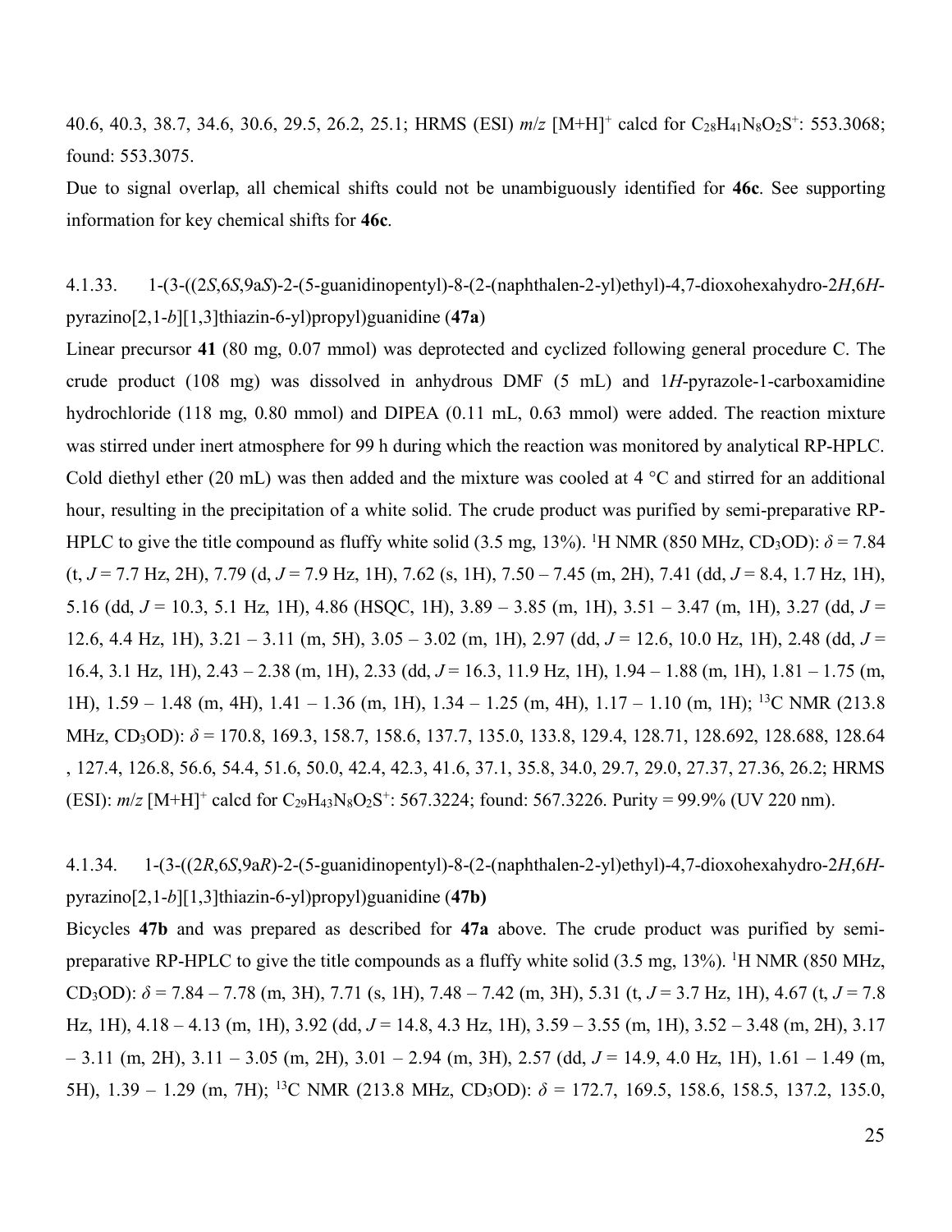40.6, 40.3, 38.7, 34.6, 30.6, 29.5, 26.2, 25.1; HRMS (ESI) *m/z* $[M+H]^+$ calcd for $C_{28}H_{41}N_8O_2S^+$: 553.3068; found: 553.3075.

Due to signal overlap, all chemical shifts could not be unambiguously identified for **46c**. See supporting information for key chemical shifts for **46c**.

4.1.33. 1-(3-((2*S*,6*S*,9a*S*)-2-(5-guanidinopentyl)-8-(2-(naphthalen-2-yl)ethyl)-4,7-dioxohexahydro-2*H*,6*H*-pyrazino[2,1-*b*][1,3]thiazin-6-yl)propyl)guanidine (**47a**)

Linear precursor **41** (80 mg, 0.07 mmol) was deprotected and cyclized following general procedure C. The crude product (108 mg) was dissolved in anhydrous DMF (5 mL) and 1*H*-pyrazole-1-carboxamidine hydrochloride (118 mg, 0.80 mmol) and DIPEA (0.11 mL, 0.63 mmol) were added. The reaction mixture was stirred under inert atmosphere for 99 h during which the reaction was monitored by analytical RP-HPLC. Cold diethyl ether (20 mL) was then added and the mixture was cooled at 4 °C and stirred for an additional hour, resulting in the precipitation of a white solid. The crude product was purified by semi-preparative RP-HPLC to give the title compound as fluffy white solid (3.5 mg, 13%). $^1$H NMR (850 MHz, $CD_3OD$): $\delta$ = 7.84 (t, *J* = 7.7 Hz, 2H), 7.79 (d, *J* = 7.9 Hz, 1H), 7.62 (s, 1H), 7.50 – 7.45 (m, 2H), 7.41 (dd, *J* = 8.4, 1.7 Hz, 1H), 5.16 (dd, *J* = 10.3, 5.1 Hz, 1H), 4.86 (HSQC, 1H), 3.89 – 3.85 (m, 1H), 3.51 – 3.47 (m, 1H), 3.27 (dd, *J* = 12.6, 4.4 Hz, 1H), 3.21 – 3.11 (m, 5H), 3.05 – 3.02 (m, 1H), 2.97 (dd, *J* = 12.6, 10.0 Hz, 1H), 2.48 (dd, *J* = 16.4, 3.1 Hz, 1H), 2.43 – 2.38 (m, 1H), 2.33 (dd, *J* = 16.3, 11.9 Hz, 1H), 1.94 – 1.88 (m, 1H), 1.81 – 1.75 (m, 1H), 1.59 – 1.48 (m, 4H), 1.41 – 1.36 (m, 1H), 1.34 – 1.25 (m, 4H), 1.17 – 1.10 (m, 1H); $^{13}$C NMR (213.8 MHz, $CD_3OD$): $\delta$ = 170.8, 169.3, 158.7, 158.6, 137.7, 135.0, 133.8, 129.4, 128.71, 128.692, 128.688, 128.64 , 127.4, 126.8, 56.6, 54.4, 51.6, 50.0, 42.4, 42.3, 41.6, 37.1, 35.8, 34.0, 29.7, 29.0, 27.37, 27.36, 26.2; HRMS (ESI): *m/z* $[M+H]^+$ calcd for $C_{29}H_{43}N_8O_2S^+$: 567.3224; found: 567.3226. Purity = 99.9% (UV 220 nm).

4.1.34. 1-(3-((2*R*,6*S*,9a*R*)-2-(5-guanidinopentyl)-8-(2-(naphthalen-2-yl)ethyl)-4,7-dioxohexahydro-2*H*,6*H*-pyrazino[2,1-*b*][1,3]thiazin-6-yl)propyl)guanidine (**47b)**

Bicycles **47b** and was prepared as described for **47a** above. The crude product was purified by semi-preparative RP-HPLC to give the title compounds as a fluffy white solid (3.5 mg, 13%). $^1$H NMR (850 MHz, $CD_3OD$): $\delta$ = 7.84 – 7.78 (m, 3H), 7.71 (s, 1H), 7.48 – 7.42 (m, 3H), 5.31 (t, *J* = 3.7 Hz, 1H), 4.67 (t, *J* = 7.8 Hz, 1H), 4.18 – 4.13 (m, 1H), 3.92 (dd, *J* = 14.8, 4.3 Hz, 1H), 3.59 – 3.55 (m, 1H), 3.52 – 3.48 (m, 2H), 3.17 – 3.11 (m, 2H), 3.11 – 3.05 (m, 2H), 3.01 – 2.94 (m, 3H), 2.57 (dd, *J* = 14.9, 4.0 Hz, 1H), 1.61 – 1.49 (m, 5H), 1.39 – 1.29 (m, 7H); $^{13}$C NMR (213.8 MHz, $CD_3OD$): $\delta$ = 172.7, 169.5, 158.6, 158.5, 137.2, 135.0,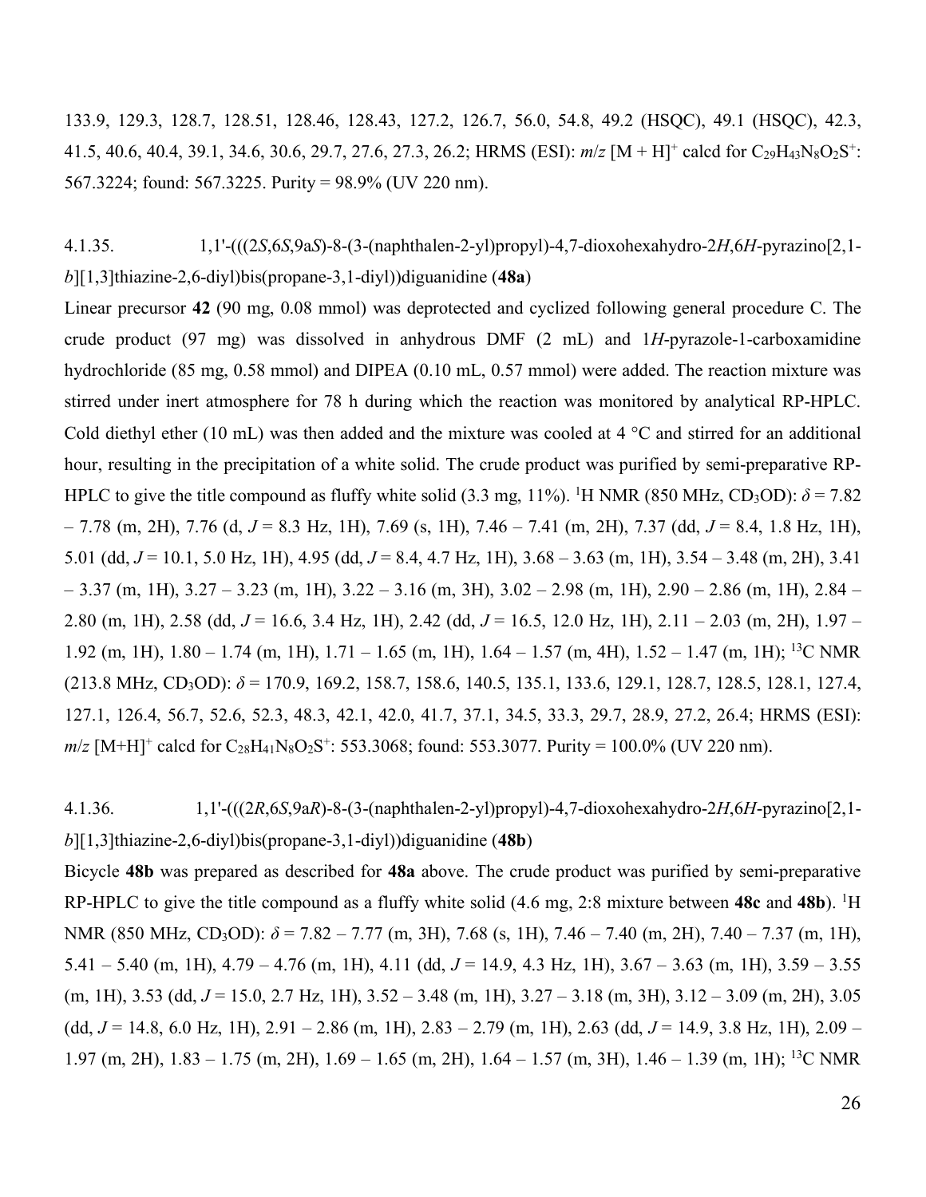133.9, 129.3, 128.7, 128.51, 128.46, 128.43, 127.2, 126.7, 56.0, 54.8, 49.2 (HSQC), 49.1 (HSQC), 42.3, 41.5, 40.6, 40.4, 39.1, 34.6, 30.6, 29.7, 27.6, 27.3, 26.2; HRMS (ESI): *m/z* $[M + H]^+$ calcd for $C_{29}H_{43}N_8O_2S^+$: 567.3224; found: 567.3225. Purity = 98.9% (UV 220 nm).

### 4.1.35. 1,1'-(((2*S*,6*S*,9a*S*)-8-(3-(naphthalen-2-yl)propyl)-4,7-dioxohexahydro-2*H*,6*H*-pyrazino[2,1-*b*][1,3]thiazine-2,6-diyl)bis(propane-3,1-diyl))diguanidine (**48a**)

Linear precursor **42** (90 mg, 0.08 mmol) was deprotected and cyclized following general procedure C. The crude product (97 mg) was dissolved in anhydrous DMF (2 mL) and 1*H*-pyrazole-1-carboxamidine hydrochloride (85 mg, 0.58 mmol) and DIPEA (0.10 mL, 0.57 mmol) were added. The reaction mixture was stirred under inert atmosphere for 78 h during which the reaction was monitored by analytical RP-HPLC. Cold diethyl ether (10 mL) was then added and the mixture was cooled at 4 °C and stirred for an additional hour, resulting in the precipitation of a white solid. The crude product was purified by semi-preparative RP-HPLC to give the title compound as fluffy white solid (3.3 mg, 11%). $^1H$ NMR (850 MHz, $CD_3OD$): $\delta$ = 7.82 – 7.78 (m, 2H), 7.76 (d, *J* = 8.3 Hz, 1H), 7.69 (s, 1H), 7.46 – 7.41 (m, 2H), 7.37 (dd, *J* = 8.4, 1.8 Hz, 1H), 5.01 (dd, *J* = 10.1, 5.0 Hz, 1H), 4.95 (dd, *J* = 8.4, 4.7 Hz, 1H), 3.68 – 3.63 (m, 1H), 3.54 – 3.48 (m, 2H), 3.41 – 3.37 (m, 1H), 3.27 – 3.23 (m, 1H), 3.22 – 3.16 (m, 3H), 3.02 – 2.98 (m, 1H), 2.90 – 2.86 (m, 1H), 2.84 – 2.80 (m, 1H), 2.58 (dd, *J* = 16.6, 3.4 Hz, 1H), 2.42 (dd, *J* = 16.5, 12.0 Hz, 1H), 2.11 – 2.03 (m, 2H), 1.97 – 1.92 (m, 1H), 1.80 – 1.74 (m, 1H), 1.71 – 1.65 (m, 1H), 1.64 – 1.57 (m, 4H), 1.52 – 1.47 (m, 1H); $^{13}C$ NMR (213.8 MHz, $CD_3OD$): $\delta$ = 170.9, 169.2, 158.7, 158.6, 140.5, 135.1, 133.6, 129.1, 128.7, 128.5, 128.1, 127.4, 127.1, 126.4, 56.7, 52.6, 52.3, 48.3, 42.1, 42.0, 41.7, 37.1, 34.5, 33.3, 29.7, 28.9, 27.2, 26.4; HRMS (ESI): *m/z* $[M+H]^+$ calcd for $C_{28}H_{41}N_8O_2S^+$: 553.3068; found: 553.3077. Purity = 100.0% (UV 220 nm).

### 4.1.36. 1,1'-(((2*R*,6*S*,9a*R*)-8-(3-(naphthalen-2-yl)propyl)-4,7-dioxohexahydro-2*H*,6*H*-pyrazino[2,1-*b*][1,3]thiazine-2,6-diyl)bis(propane-3,1-diyl))diguanidine (**48b**)

Bicycle **48b** was prepared as described for **48a** above. The crude product was purified by semi-preparative RP-HPLC to give the title compound as a fluffy white solid (4.6 mg, 2:8 mixture between **48c** and **48b**). $^1H$ NMR (850 MHz, $CD_3OD$): $\delta$ = 7.82 – 7.77 (m, 3H), 7.68 (s, 1H), 7.46 – 7.40 (m, 2H), 7.40 – 7.37 (m, 1H), 5.41 – 5.40 (m, 1H), 4.79 – 4.76 (m, 1H), 4.11 (dd, *J* = 14.9, 4.3 Hz, 1H), 3.67 – 3.63 (m, 1H), 3.59 – 3.55 (m, 1H), 3.53 (dd, *J* = 15.0, 2.7 Hz, 1H), 3.52 – 3.48 (m, 1H), 3.27 – 3.18 (m, 3H), 3.12 – 3.09 (m, 2H), 3.05 (dd, *J* = 14.8, 6.0 Hz, 1H), 2.91 – 2.86 (m, 1H), 2.83 – 2.79 (m, 1H), 2.63 (dd, *J* = 14.9, 3.8 Hz, 1H), 2.09 – 1.97 (m, 2H), 1.83 – 1.75 (m, 2H), 1.69 – 1.65 (m, 2H), 1.64 – 1.57 (m, 3H), 1.46 – 1.39 (m, 1H); $^{13}C$ NMR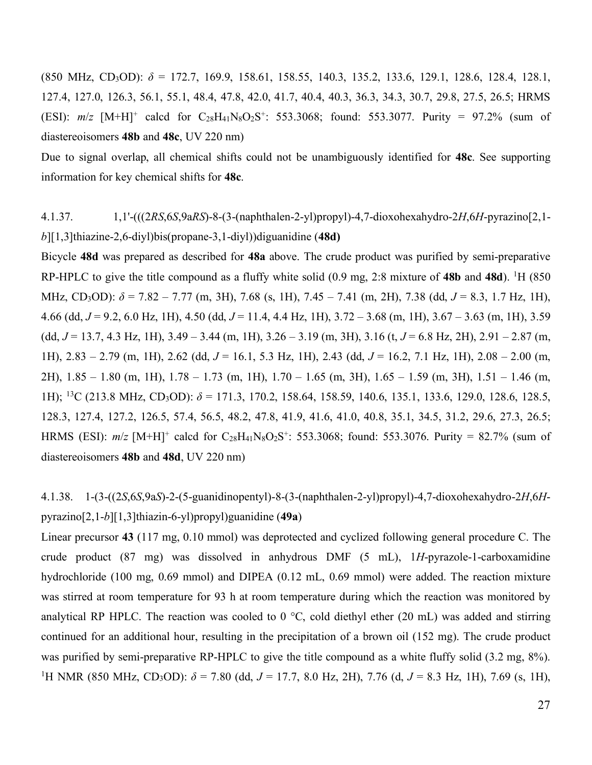(850 MHz, $CD_3OD$): $\delta$ = 172.7, 169.9, 158.61, 158.55, 140.3, 135.2, 133.6, 129.1, 128.6, 128.4, 128.1, 127.4, 127.0, 126.3, 56.1, 55.1, 48.4, 47.8, 42.0, 41.7, 40.4, 40.3, 36.3, 34.3, 30.7, 29.8, 27.5, 26.5; HRMS (ESI): *m*/*z* $[M+H]^+$ calcd for $C_{28}H_{41}N_8O_2S^+$: 553.3068; found: 553.3077. Purity = 97.2% (sum of diastereoisomers **48b** and **48c**, UV 220 nm)

Due to signal overlap, all chemical shifts could not be unambiguously identified for **48c**. See supporting information for key chemical shifts for **48c**.

4.1.37. 1,1'-(((2*RS*,6*S*,9a*RS*)-8-(3-(naphthalen-2-yl)propyl)-4,7-dioxohexahydro-2*H*,6*H*-pyrazino[2,1-*b*][1,3]thiazine-2,6-diyl)bis(propane-3,1-diyl))diguanidine (**48d)**

Bicycle **48d** was prepared as described for **48a** above. The crude product was purified by semi-preparative RP-HPLC to give the title compound as a fluffy white solid (0.9 mg, 2:8 mixture of **48b** and **48d**). $^1$H (850 MHz, $CD_3OD$): $\delta$ = 7.82 – 7.77 (m, 3H), 7.68 (s, 1H), 7.45 – 7.41 (m, 2H), 7.38 (dd, *J* = 8.3, 1.7 Hz, 1H), 4.66 (dd, *J* = 9.2, 6.0 Hz, 1H), 4.50 (dd, *J* = 11.4, 4.4 Hz, 1H), 3.72 – 3.68 (m, 1H), 3.67 – 3.63 (m, 1H), 3.59 (dd, *J* = 13.7, 4.3 Hz, 1H), 3.49 – 3.44 (m, 1H), 3.26 – 3.19 (m, 3H), 3.16 (t, *J* = 6.8 Hz, 2H), 2.91 – 2.87 (m, 1H), 2.83 – 2.79 (m, 1H), 2.62 (dd, *J* = 16.1, 5.3 Hz, 1H), 2.43 (dd, *J* = 16.2, 7.1 Hz, 1H), 2.08 – 2.00 (m, 2H), 1.85 – 1.80 (m, 1H), 1.78 – 1.73 (m, 1H), 1.70 – 1.65 (m, 3H), 1.65 – 1.59 (m, 3H), 1.51 – 1.46 (m, 1H); $^{13}$C (213.8 MHz, $CD_3OD$): $\delta$ = 171.3, 170.2, 158.64, 158.59, 140.6, 135.1, 133.6, 129.0, 128.6, 128.5, 128.3, 127.4, 127.2, 126.5, 57.4, 56.5, 48.2, 47.8, 41.9, 41.6, 41.0, 40.8, 35.1, 34.5, 31.2, 29.6, 27.3, 26.5; HRMS (ESI): *m*/*z* $[M+H]^+$ calcd for $C_{28}H_{41}N_8O_2S^+$: 553.3068; found: 553.3076. Purity = 82.7% (sum of diastereoisomers **48b** and **48d**, UV 220 nm)

4.1.38. 1-(3-((2*S*,6*S*,9a*S*)-2-(5-guanidinopentyl)-8-(3-(naphthalen-2-yl)propyl)-4,7-dioxohexahydro-2*H*,6*H*-pyrazino[2,1-*b*][1,3]thiazin-6-yl)propyl)guanidine (**49a**)

Linear precursor **43** (117 mg, 0.10 mmol) was deprotected and cyclized following general procedure C. The crude product (87 mg) was dissolved in anhydrous DMF (5 mL), 1*H*-pyrazole-1-carboxamidine hydrochloride (100 mg, 0.69 mmol) and DIPEA (0.12 mL, 0.69 mmol) were added. The reaction mixture was stirred at room temperature for 93 h at room temperature during which the reaction was monitored by analytical RP HPLC. The reaction was cooled to 0 °C, cold diethyl ether (20 mL) was added and stirring continued for an additional hour, resulting in the precipitation of a brown oil (152 mg). The crude product was purified by semi-preparative RP-HPLC to give the title compound as a white fluffy solid (3.2 mg, 8%). $^1$H NMR (850 MHz, $CD_3OD$): $\delta$ = 7.80 (dd, *J* = 17.7, 8.0 Hz, 2H), 7.76 (d, *J* = 8.3 Hz, 1H), 7.69 (s, 1H),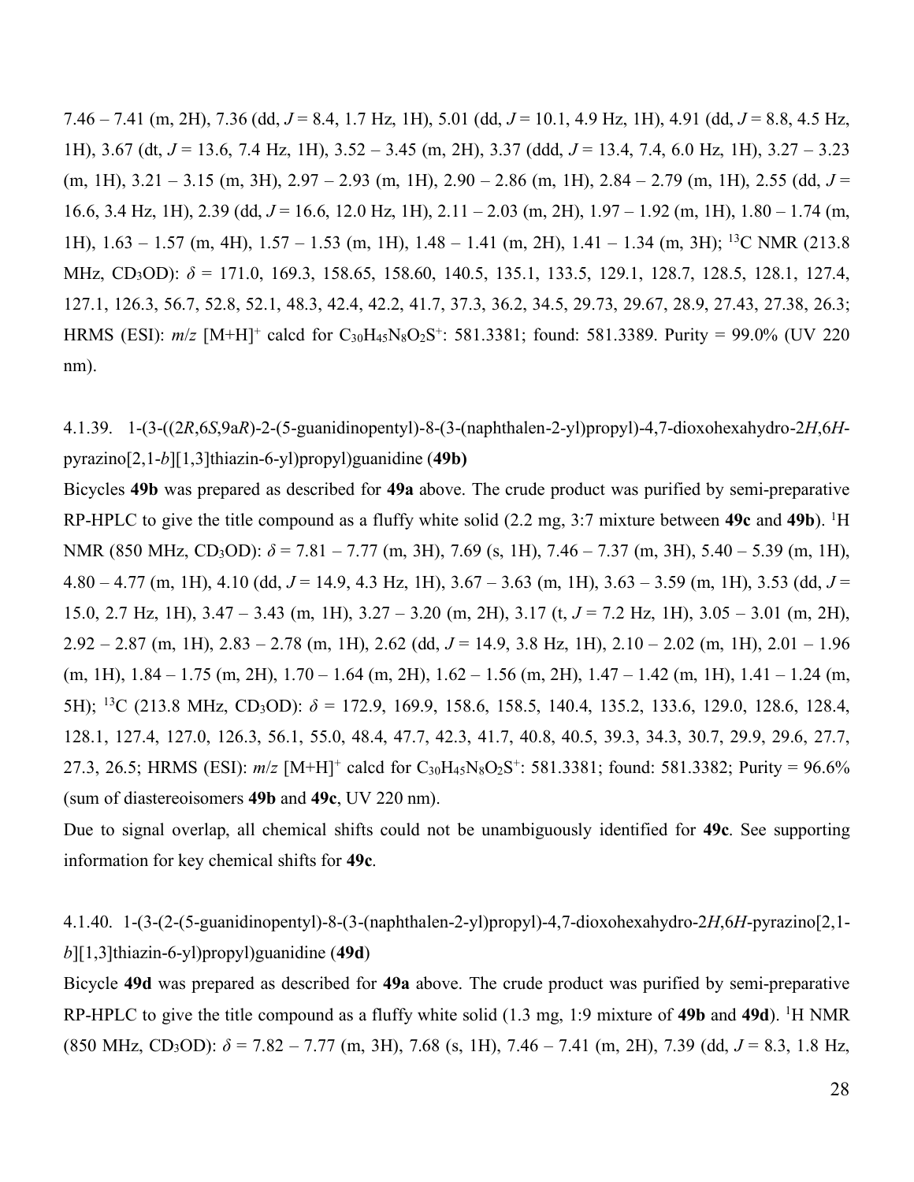7.46 – 7.41 (m, 2H), 7.36 (dd, *J* = 8.4, 1.7 Hz, 1H), 5.01 (dd, *J* = 10.1, 4.9 Hz, 1H), 4.91 (dd, *J* = 8.8, 4.5 Hz, 1H), 3.67 (dt, *J* = 13.6, 7.4 Hz, 1H), 3.52 – 3.45 (m, 2H), 3.37 (ddd, *J* = 13.4, 7.4, 6.0 Hz, 1H), 3.27 – 3.23 (m, 1H), 3.21 – 3.15 (m, 3H), 2.97 – 2.93 (m, 1H), 2.90 – 2.86 (m, 1H), 2.84 – 2.79 (m, 1H), 2.55 (dd, *J* = 16.6, 3.4 Hz, 1H), 2.39 (dd, *J* = 16.6, 12.0 Hz, 1H), 2.11 – 2.03 (m, 2H), 1.97 – 1.92 (m, 1H), 1.80 – 1.74 (m, 1H), 1.63 – 1.57 (m, 4H), 1.57 – 1.53 (m, 1H), 1.48 – 1.41 (m, 2H), 1.41 – 1.34 (m, 3H); $^{13}$C NMR (213.8 MHz, $CD_3OD$): $\delta$ = 171.0, 169.3, 158.65, 158.60, 140.5, 135.1, 133.5, 129.1, 128.7, 128.5, 128.1, 127.4, 127.1, 126.3, 56.7, 52.8, 52.1, 48.3, 42.4, 42.2, 41.7, 37.3, 36.2, 34.5, 29.73, 29.67, 28.9, 27.43, 27.38, 26.3; HRMS (ESI): *m*/*z* $[M+H]^+$ calcd for $C_{30}H_{45}N_8O_2S^+$: 581.3381; found: 581.3389. Purity = 99.0% (UV 220 nm).

4.1.39. 1-(3-((2*R*,6*S*,9a*R*)-2-(5-guanidinopentyl)-8-(3-(naphthalen-2-yl)propyl)-4,7-dioxohexahydro-2*H*,6*H*-pyrazino[2,1-*b*][1,3]thiazin-6-yl)propyl)guanidine (**49b)**

Bicycles **49b** was prepared as described for **49a** above. The crude product was purified by semi-preparative RP-HPLC to give the title compound as a fluffy white solid (2.2 mg, 3:7 mixture between **49c** and **49b**). $^1$H NMR (850 MHz, $CD_3OD$): $\delta$ = 7.81 – 7.77 (m, 3H), 7.69 (s, 1H), 7.46 – 7.37 (m, 3H), 5.40 – 5.39 (m, 1H), 4.80 – 4.77 (m, 1H), 4.10 (dd, *J* = 14.9, 4.3 Hz, 1H), 3.67 – 3.63 (m, 1H), 3.63 – 3.59 (m, 1H), 3.53 (dd, *J* = 15.0, 2.7 Hz, 1H), 3.47 – 3.43 (m, 1H), 3.27 – 3.20 (m, 2H), 3.17 (t, *J* = 7.2 Hz, 1H), 3.05 – 3.01 (m, 2H), 2.92 – 2.87 (m, 1H), 2.83 – 2.78 (m, 1H), 2.62 (dd, *J* = 14.9, 3.8 Hz, 1H), 2.10 – 2.02 (m, 1H), 2.01 – 1.96 (m, 1H), 1.84 – 1.75 (m, 2H), 1.70 – 1.64 (m, 2H), 1.62 – 1.56 (m, 2H), 1.47 – 1.42 (m, 1H), 1.41 – 1.24 (m, 5H); $^{13}$C (213.8 MHz, $CD_3OD$): $\delta$ = 172.9, 169.9, 158.6, 158.5, 140.4, 135.2, 133.6, 129.0, 128.6, 128.4, 128.1, 127.4, 127.0, 126.3, 56.1, 55.0, 48.4, 47.7, 42.3, 41.7, 40.8, 40.5, 39.3, 34.3, 30.7, 29.9, 29.6, 27.7, 27.3, 26.5; HRMS (ESI): *m*/*z* $[M+H]^+$ calcd for $C_{30}H_{45}N_8O_2S^+$: 581.3381; found: 581.3382; Purity = 96.6% (sum of diastereoisomers **49b** and **49c**, UV 220 nm).

Due to signal overlap, all chemical shifts could not be unambiguously identified for **49c**. See supporting information for key chemical shifts for **49c**.

4.1.40. 1-(3-(2-(5-guanidinopentyl)-8-(3-(naphthalen-2-yl)propyl)-4,7-dioxohexahydro-2*H*,6*H*-pyrazino[2,1-*b*][1,3]thiazin-6-yl)propyl)guanidine (**49d**)

Bicycle **49d** was prepared as described for **49a** above. The crude product was purified by semi-preparative RP-HPLC to give the title compound as a fluffy white solid (1.3 mg, 1:9 mixture of **49b** and **49d**). $^1$H NMR (850 MHz, $CD_3OD$): $\delta$ = 7.82 – 7.77 (m, 3H), 7.68 (s, 1H), 7.46 – 7.41 (m, 2H), 7.39 (dd, *J* = 8.3, 1.8 Hz,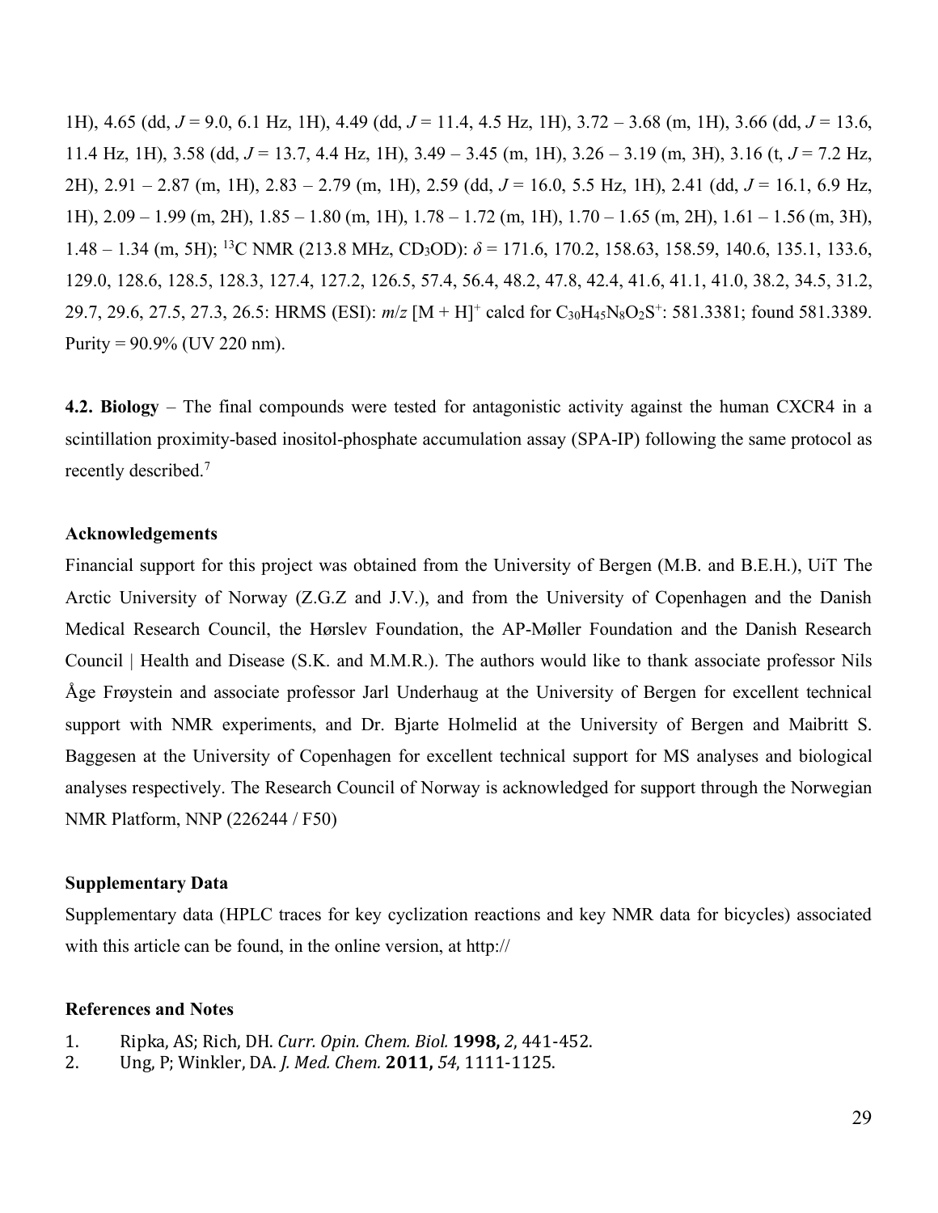1H), 4.65 (dd, $J$ = 9.0, 6.1 Hz, 1H), 4.49 (dd, $J$ = 11.4, 4.5 Hz, 1H), 3.72 – 3.68 (m, 1H), 3.66 (dd, $J$ = 13.6, 11.4 Hz, 1H), 3.58 (dd, $J$ = 13.7, 4.4 Hz, 1H), 3.49 – 3.45 (m, 1H), 3.26 – 3.19 (m, 3H), 3.16 (t, $J$ = 7.2 Hz, 2H), 2.91 – 2.87 (m, 1H), 2.83 – 2.79 (m, 1H), 2.59 (dd, $J$ = 16.0, 5.5 Hz, 1H), 2.41 (dd, $J$ = 16.1, 6.9 Hz, 1H), 2.09 – 1.99 (m, 2H), 1.85 – 1.80 (m, 1H), 1.78 – 1.72 (m, 1H), 1.70 – 1.65 (m, 2H), 1.61 – 1.56 (m, 3H), 1.48 – 1.34 (m, 5H); $^{13}$C NMR (213.8 MHz, $CD_3OD$): $\delta$ = 171.6, 170.2, 158.63, 158.59, 140.6, 135.1, 133.6, 129.0, 128.6, 128.5, 128.3, 127.4, 127.2, 126.5, 57.4, 56.4, 48.2, 47.8, 42.4, 41.6, 41.1, 41.0, 38.2, 34.5, 31.2, 29.7, 29.6, 27.5, 27.3, 26.5: HRMS (ESI): $m/z$ $[M + H]^+$ calcd for $C_{30}H_{45}N_8O_2S^+$: 581.3381; found 581.3389. Purity = 90.9% (UV 220 nm).

**4.2. Biology** – The final compounds were tested for antagonistic activity against the human CXCR4 in a scintillation proximity-based inositol-phosphate accumulation assay (SPA-IP) following the same protocol as recently described.[7]

**Acknowledgements**

Financial support for this project was obtained from the University of Bergen (M.B. and B.E.H.), UiT The Arctic University of Norway (Z.G.Z and J.V.), and from the University of Copenhagen and the Danish Medical Research Council, the Hørslev Foundation, the AP-Møller Foundation and the Danish Research Council | Health and Disease (S.K. and M.M.R.). The authors would like to thank associate professor Nils Åge Frøystein and associate professor Jarl Underhaug at the University of Bergen for excellent technical support with NMR experiments, and Dr. Bjarte Holmelid at the University of Bergen and Maibritt S. Baggesen at the University of Copenhagen for excellent technical support for MS analyses and biological analyses respectively. The Research Council of Norway is acknowledged for support through the Norwegian NMR Platform, NNP (226244 / F50)

**Supplementary Data**

Supplementary data (HPLC traces for key cyclization reactions and key NMR data for bicycles) associated with this article can be found, in the online version, at http://

**References and Notes**

1. Ripka, AS; Rich, DH. *Curr. Opin. Chem. Biol.* **1998,** *2*, 441-452.
2. Ung, P; Winkler, DA. *J. Med. Chem.* **2011,** *54*, 1111-1125.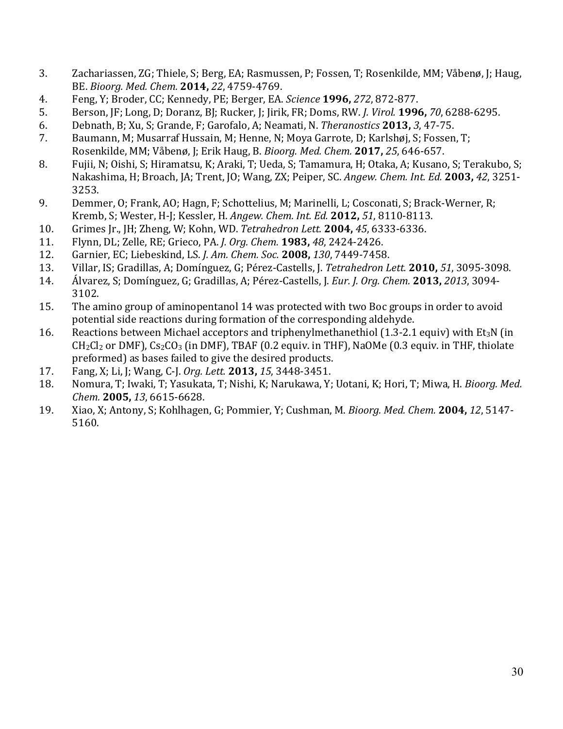3. Zachariassen, ZG; Thiele, S; Berg, EA; Rasmussen, P; Fossen, T; Rosenkilde, MM; Våbenø, J; Haug, BE. *Bioorg. Med. Chem.* **2014,** *22*, 4759-4769.
4. Feng, Y; Broder, CC; Kennedy, PE; Berger, EA. *Science* **1996,** *272*, 872-877.
5. Berson, JF; Long, D; Doranz, BJ; Rucker, J; Jirik, FR; Doms, RW. *J. Virol.* **1996,** *70*, 6288-6295.
6. Debnath, B; Xu, S; Grande, F; Garofalo, A; Neamati, N. *Theranostics* **2013,** *3*, 47-75.
7. Baumann, M; Musarraf Hussain, M; Henne, N; Moya Garrote, D; Karlshøj, S; Fossen, T; Rosenkilde, MM; Våbenø, J; Erik Haug, B. *Bioorg. Med. Chem.* **2017,** *25*, 646-657.
8. Fujii, N; Oishi, S; Hiramatsu, K; Araki, T; Ueda, S; Tamamura, H; Otaka, A; Kusano, S; Terakubo, S; Nakashima, H; Broach, JA; Trent, JO; Wang, ZX; Peiper, SC. *Angew. Chem. Int. Ed.* **2003,** *42*, 3251-3253.
9. Demmer, O; Frank, AO; Hagn, F; Schottelius, M; Marinelli, L; Cosconati, S; Brack-Werner, R; Kremb, S; Wester, H-J; Kessler, H. *Angew. Chem. Int. Ed.* **2012,** *51*, 8110-8113.
10. Grimes Jr., JH; Zheng, W; Kohn, WD. *Tetrahedron Lett.* **2004,** *45*, 6333-6336.
11. Flynn, DL; Zelle, RE; Grieco, PA. *J. Org. Chem.* **1983,** *48*, 2424-2426.
12. Garnier, EC; Liebeskind, LS. *J. Am. Chem. Soc.* **2008,** *130*, 7449-7458.
13. Villar, IS; Gradillas, A; Domínguez, G; Pérez-Castells, J. *Tetrahedron Lett.* **2010,** *51*, 3095-3098.
14. Álvarez, S; Domínguez, G; Gradillas, A; Pérez-Castells, J. *Eur. J. Org. Chem.* **2013,** *2013*, 3094-3102.
15. The amino group of aminopentanol 14 was protected with two Boc groups in order to avoid potential side reactions during formation of the corresponding aldehyde.
16. Reactions between Michael acceptors and triphenylmethanethiol (1.3-2.1 equiv) with $Et_3N$ (in $CH_2Cl_2$ or DMF), $Cs_2CO_3$ (in DMF), TBAF (0.2 equiv. in THF), NaOMe (0.3 equiv. in THF, thiolate preformed) as bases failed to give the desired products.
17. Fang, X; Li, J; Wang, C-J. *Org. Lett.* **2013,** *15*, 3448-3451.
18. Nomura, T; Iwaki, T; Yasukata, T; Nishi, K; Narukawa, Y; Uotani, K; Hori, T; Miwa, H. *Bioorg. Med. Chem.* **2005,** *13*, 6615-6628.
19. Xiao, X; Antony, S; Kohlhagen, G; Pommier, Y; Cushman, M. *Bioorg. Med. Chem.* **2004,** *12*, 5147-5160.